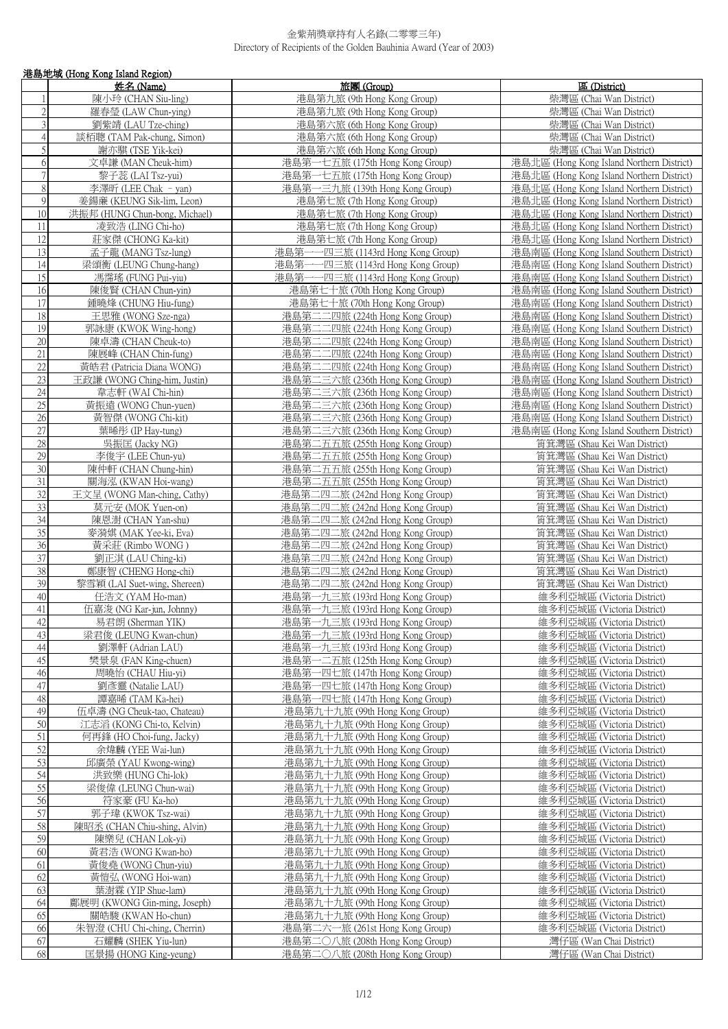# 金紫荊獎章持有人名錄(二零零三年)
Directory of Recipients of the Golden Bauhinia Award (Year of 2003)

## 港島地域 (Hong Kong Island Region)

| | 姓名 (Name) | 旅團 (Group) | 區 (District) |
|---|---|---|---|
| 1 | 陳小玲 (CHAN Siu-ling) | 港島第九旅 (9th Hong Kong Group) | 柴灣區 (Chai Wan District) |
| 2 | 羅春瑩 (LAW Chun-ying) | 港島第九旅 (9th Hong Kong Group) | 柴灣區 (Chai Wan District) |
| 3 | 劉紫晴 (LAU Tze-ching) | 港島第六旅 (6th Hong Kong Group) | 柴灣區 (Chai Wan District) |
| 4 | 談栢聰 (TAM Pak-chung, Simon) | 港島第六旅 (6th Hong Kong Group) | 柴灣區 (Chai Wan District) |
| 5 | 謝亦騏 (TSE Yik-kei) | 港島第六旅 (6th Hong Kong Group) | 柴灣區 (Chai Wan District) |
| 6 | 文卓謙 (MAN Cheuk-him) | 港島第一七五旅 (175th Hong Kong Group) | 港島北區 (Hong Kong Island Northern District) |
| 7 | 黎子蕊 (LAI Tsz-yui) | 港島第一七五旅 (175th Hong Kong Group) | 港島北區 (Hong Kong Island Northern District) |
| 8 | 李澤昕 (LEE Chak - yan) | 港島第一三九旅 (139th Hong Kong Group) | 港島北區 (Hong Kong Island Northern District) |
| 9 | 姜錫廉 (KEUNG Sik-lim, Leon) | 港島第七旅 (7th Hong Kong Group) | 港島北區 (Hong Kong Island Northern District) |
| 10 | 洪振邦 (HUNG Chun-bong, Michael) | 港島第七旅 (7th Hong Kong Group) | 港島北區 (Hong Kong Island Northern District) |
| 11 | 凌致浩 (LING Chi-ho) | 港島第七旅 (7th Hong Kong Group) | 港島北區 (Hong Kong Island Northern District) |
| 12 | 莊家傑 (CHONG Ka-kit) | 港島第七旅 (7th Hong Kong Group) | 港島北區 (Hong Kong Island Northern District) |
| 13 | 孟子龍 (MANG Tsz-lung) | 港島第一一四三旅 (1143rd Hong Kong Group) | 港島南區 (Hong Kong Island Southern District) |
| 14 | 梁頌衡 (LEUNG Chung-hang) | 港島第一一四三旅 (1143rd Hong Kong Group) | 港島南區 (Hong Kong Island Southern District) |
| 15 | 馮霈瑤 (FUNG Pui-yiu) | 港島第一一四三旅 (1143rd Hong Kong Group) | 港島南區 (Hong Kong Island Southern District) |
| 16 | 陳俊賢 (CHAN Chun-yin) | 港島第七十旅 (70th Hong Kong Group) | 港島南區 (Hong Kong Island Southern District) |
| 17 | 鍾曉烽 (CHUNG Hiu-fung) | 港島第七十旅 (70th Hong Kong Group) | 港島南區 (Hong Kong Island Southern District) |
| 18 | 王思雅 (WONG Sze-nga) | 港島第二二四旅 (224th Hong Kong Group) | 港島南區 (Hong Kong Island Southern District) |
| 19 | 郭詠康 (KWOK Wing-hong) | 港島第二二四旅 (224th Hong Kong Group) | 港島南區 (Hong Kong Island Southern District) |
| 20 | 陳卓濤 (CHAN Cheuk-to) | 港島第二二四旅 (224th Hong Kong Group) | 港島南區 (Hong Kong Island Southern District) |
| 21 | 陳展峰 (CHAN Chin-fung) | 港島第二二四旅 (224th Hong Kong Group) | 港島南區 (Hong Kong Island Southern District) |
| 22 | 黃皓君 (Patricia Diana WONG) | 港島第二二四旅 (224th Hong Kong Group) | 港島南區 (Hong Kong Island Southern District) |
| 23 | 王政謙 (WONG Ching-him, Justin) | 港島第二三六旅 (236th Hong Kong Group) | 港島南區 (Hong Kong Island Southern District) |
| 24 | 韋志軒 (WAI Chi-hin) | 港島第二三六旅 (236th Hong Kong Group) | 港島南區 (Hong Kong Island Southern District) |
| 25 | 黃振遠 (WONG Chun-yuen) | 港島第二三六旅 (236th Hong Kong Group) | 港島南區 (Hong Kong Island Southern District) |
| 26 | 黃智傑 (WONG Chi-kit) | 港島第二三六旅 (236th Hong Kong Group) | 港島南區 (Hong Kong Island Southern District) |
| 27 | 葉晞彤 (IP Hay-tung) | 港島第二三六旅 (236th Hong Kong Group) | 港島南區 (Hong Kong Island Southern District) |
| 28 | 吳振匡 (Jacky NG) | 港島第二五五旅 (255th Hong Kong Group) | 筲箕灣區 (Shau Kei Wan District) |
| 29 | 李俊宇 (LEE Chun-yu) | 港島第二五五旅 (255th Hong Kong Group) | 筲箕灣區 (Shau Kei Wan District) |
| 30 | 陳仲軒 (CHAN Chung-hin) | 港島第二五五旅 (255th Hong Kong Group) | 筲箕灣區 (Shau Kei Wan District) |
| 31 | 關海泓 (KWAN Hoi-wang) | 港島第二五五旅 (255th Hong Kong Group) | 筲箕灣區 (Shau Kei Wan District) |
| 32 | 王文呈 (WONG Man-ching, Cathy) | 港島第二四二旅 (242nd Hong Kong Group) | 筲箕灣區 (Shau Kei Wan District) |
| 33 | 莫元安 (MOK Yuen-on) | 港島第二四二旅 (242nd Hong Kong Group) | 筲箕灣區 (Shau Kei Wan District) |
| 34 | 陳恩澍 (CHAN Yan-shu) | 港島第二四二旅 (242nd Hong Kong Group) | 筲箕灣區 (Shau Kei Wan District) |
| 35 | 麥漪娸 (MAK Yee-ki, Eva) | 港島第二四二旅 (242nd Hong Kong Group) | 筲箕灣區 (Shau Kei Wan District) |
| 36 | 黃采莊 (Rimbo WONG ) | 港島第二四二旅 (242nd Hong Kong Group) | 筲箕灣區 (Shau Kei Wan District) |
| 37 | 劉正淇 (LAU Ching-ki) | 港島第二四二旅 (242nd Hong Kong Group) | 筲箕灣區 (Shau Kei Wan District) |
| 38 | 鄭康智 (CHENG Hong-chi) | 港島第二四二旅 (242nd Hong Kong Group) | 筲箕灣區 (Shau Kei Wan District) |
| 39 | 黎雪穎 (LAI Suet-wing, Shereen) | 港島第二四二旅 (242nd Hong Kong Group) | 筲箕灣區 (Shau Kei Wan District) |
| 40 | 任浩文 (YAM Ho-man) | 港島第一九三旅 (193rd Hong Kong Group) | 維多利亞城區 (Victoria District) |
| 41 | 伍嘉浚 (NG Kar-jun, Johnny) | 港島第一九三旅 (193rd Hong Kong Group) | 維多利亞城區 (Victoria District) |
| 42 | 易君朗 (Sherman YIK) | 港島第一九三旅 (193rd Hong Kong Group) | 維多利亞城區 (Victoria District) |
| 43 | 梁君俊 (LEUNG Kwan-chun) | 港島第一九三旅 (193rd Hong Kong Group) | 維多利亞城區 (Victoria District) |
| 44 | 劉澤軒 (Adrian LAU) | 港島第一九三旅 (193rd Hong Kong Group) | 維多利亞城區 (Victoria District) |
| 45 | 樊景泉 (FAN King-chuen) | 港島第一二五旅 (125th Hong Kong Group) | 維多利亞城區 (Victoria District) |
| 46 | 周曉怡 (CHAU Hiu-yi) | 港島第一四七旅 (147th Hong Kong Group) | 維多利亞城區 (Victoria District) |
| 47 | 劉彥靈 (Natalie LAU) | 港島第一四七旅 (147th Hong Kong Group) | 維多利亞城區 (Victoria District) |
| 48 | 譚嘉晞 (TAM Ka-hei) | 港島第一四七旅 (147th Hong Kong Group) | 維多利亞城區 (Victoria District) |
| 49 | 伍卓濤 (NG Cheuk-tao, Chateau) | 港島第九十九旅 (99th Hong Kong Group) | 維多利亞城區 (Victoria District) |
| 50 | 江志滔 (KONG Chi-to, Kelvin) | 港島第九十九旅 (99th Hong Kong Group) | 維多利亞城區 (Victoria District) |
| 51 | 何再鋒 (HO Choi-fung, Jacky) | 港島第九十九旅 (99th Hong Kong Group) | 維多利亞城區 (Victoria District) |
| 52 | 余煒麟 (YEE Wai-lun) | 港島第九十九旅 (99th Hong Kong Group) | 維多利亞城區 (Victoria District) |
| 53 | 邱廣榮 (YAU Kwong-wing) | 港島第九十九旅 (99th Hong Kong Group) | 維多利亞城區 (Victoria District) |
| 54 | 洪致樂 (HUNG Chi-lok) | 港島第九十九旅 (99th Hong Kong Group) | 維多利亞城區 (Victoria District) |
| 55 | 梁俊偉 (LEUNG Chun-wai) | 港島第九十九旅 (99th Hong Kong Group) | 維多利亞城區 (Victoria District) |
| 56 | 符家豪 (FU Ka-ho) | 港島第九十九旅 (99th Hong Kong Group) | 維多利亞城區 (Victoria District) |
| 57 | 郭子瑋 (KWOK Tsz-wai) | 港島第九十九旅 (99th Hong Kong Group) | 維多利亞城區 (Victoria District) |
| 58 | 陳昭丞 (CHAN Chiu-shing, Alvin) | 港島第九十九旅 (99th Hong Kong Group) | 維多利亞城區 (Victoria District) |
| 59 | 陳樂兒 (CHAN Lok-yi) | 港島第九十九旅 (99th Hong Kong Group) | 維多利亞城區 (Victoria District) |
| 60 | 黃君浩 (WONG Kwan-ho) | 港島第九十九旅 (99th Hong Kong Group) | 維多利亞城區 (Victoria District) |
| 61 | 黃俊堯 (WONG Chun-yiu) | 港島第九十九旅 (99th Hong Kong Group) | 維多利亞城區 (Victoria District) |
| 62 | 黃愷弘 (WONG Hoi-wan) | 港島第九十九旅 (99th Hong Kong Group) | 維多利亞城區 (Victoria District) |
| 63 | 葉澍霖 (YIP Shue-lam) | 港島第九十九旅 (99th Hong Kong Group) | 維多利亞城區 (Victoria District) |
| 64 | 鄺展明 (KWONG Gin-ming, Joseph) | 港島第九十九旅 (99th Hong Kong Group) | 維多利亞城區 (Victoria District) |
| 65 | 關皓駿 (KWAN Ho-chun) | 港島第九十九旅 (99th Hong Kong Group) | 維多利亞城區 (Victoria District) |
| 66 | 朱智澄 (CHU Chi-ching, Cherrin) | 港島第二六一旅 (261st Hong Kong Group) | 維多利亞城區 (Victoria District) |
| 67 | 石耀麟 (SHEK Yiu-lun) | 港島第二〇八旅 (208th Hong Kong Group) | 灣仔區 (Wan Chai District) |
| 68 | 匡景揚 (HONG King-yeung) | 港島第二〇八旅 (208th Hong Kong Group) | 灣仔區 (Wan Chai District) |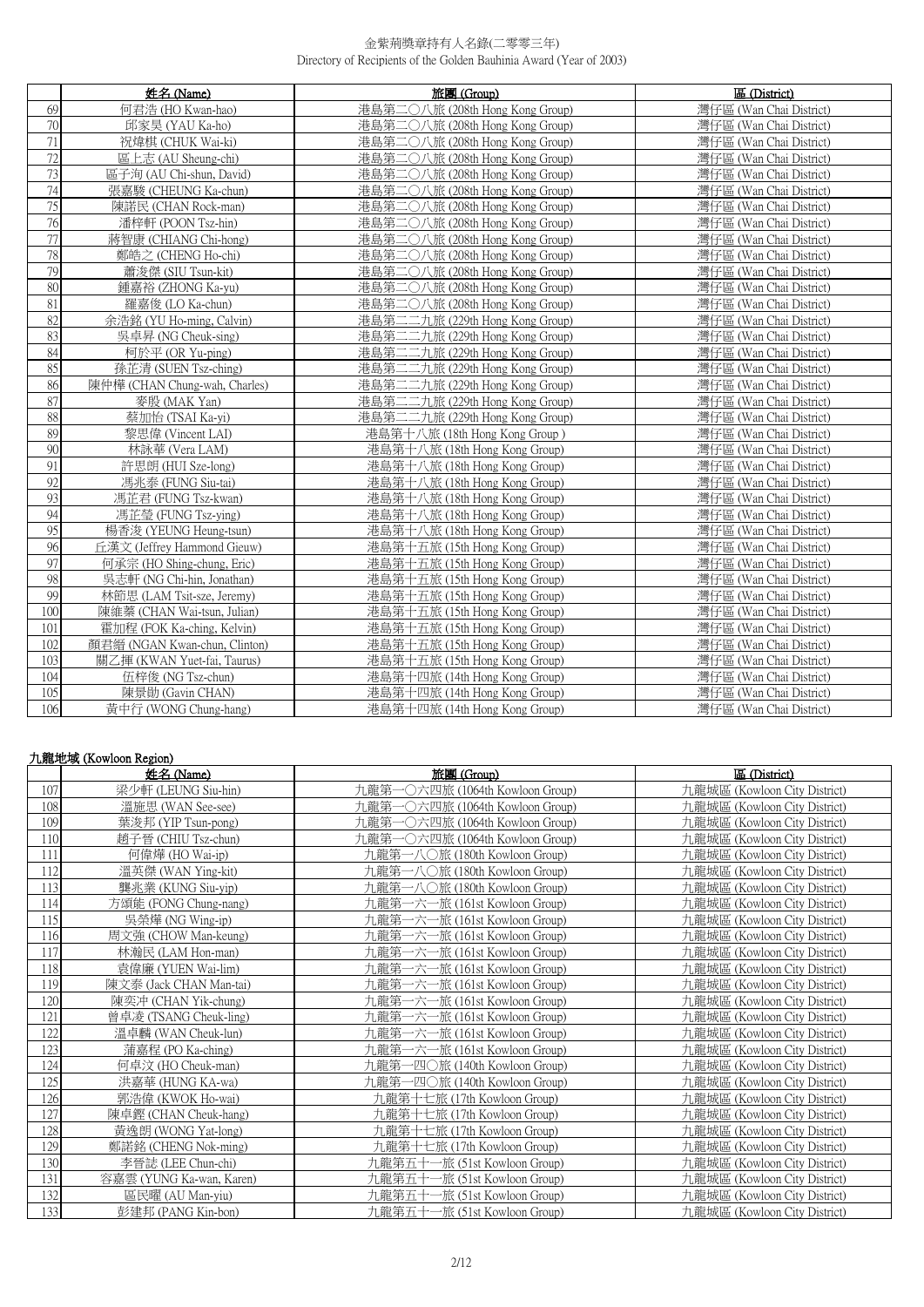金紫荊獎章持有人名錄(二零零三年)
Directory of Recipients of the Golden Bauhinia Award (Year of 2003)

| | 姓名 (Name) | 旅團 (Group) | 區 (District) |
|---|---|---|---|
| 69 | 何君浩 (HO Kwan-hao) | 港島第二〇八旅 (208th Hong Kong Group) | 灣仔區 (Wan Chai District) |
| 70 | 邱家昊 (YAU Ka-ho) | 港島第二〇八旅 (208th Hong Kong Group) | 灣仔區 (Wan Chai District) |
| 71 | 祝煒棋 (CHUK Wai-ki) | 港島第二〇八旅 (208th Hong Kong Group) | 灣仔區 (Wan Chai District) |
| 72 | 區上志 (AU Sheung-chi) | 港島第二〇八旅 (208th Hong Kong Group) | 灣仔區 (Wan Chai District) |
| 73 | 區子洵 (AU Chi-shun, David) | 港島第二〇八旅 (208th Hong Kong Group) | 灣仔區 (Wan Chai District) |
| 74 | 張嘉駿 (CHEUNG Ka-chun) | 港島第二〇八旅 (208th Hong Kong Group) | 灣仔區 (Wan Chai District) |
| 75 | 陳諾民 (CHAN Rock-man) | 港島第二〇八旅 (208th Hong Kong Group) | 灣仔區 (Wan Chai District) |
| 76 | 潘梓軒 (POON Tsz-hin) | 港島第二〇八旅 (208th Hong Kong Group) | 灣仔區 (Wan Chai District) |
| 77 | 蔣智康 (CHIANG Chi-hong) | 港島第二〇八旅 (208th Hong Kong Group) | 灣仔區 (Wan Chai District) |
| 78 | 鄭皓之 (CHENG Ho-chi) | 港島第二〇八旅 (208th Hong Kong Group) | 灣仔區 (Wan Chai District) |
| 79 | 蕭浚傑 (SIU Tsun-kit) | 港島第二〇八旅 (208th Hong Kong Group) | 灣仔區 (Wan Chai District) |
| 80 | 鍾嘉裕 (ZHONG Ka-yu) | 港島第二〇八旅 (208th Hong Kong Group) | 灣仔區 (Wan Chai District) |
| 81 | 羅嘉俊 (LO Ka-chun) | 港島第二〇八旅 (208th Hong Kong Group) | 灣仔區 (Wan Chai District) |
| 82 | 余浩銘 (YU Ho-ming, Calvin) | 港島第二二九旅 (229th Hong Kong Group) | 灣仔區 (Wan Chai District) |
| 83 | 吳卓昇 (NG Cheuk-sing) | 港島第二二九旅 (229th Hong Kong Group) | 灣仔區 (Wan Chai District) |
| 84 | 柯於平 (OR Yu-ping) | 港島第二二九旅 (229th Hong Kong Group) | 灣仔區 (Wan Chai District) |
| 85 | 孫芷清 (SUEN Tsz-ching) | 港島第二二九旅 (229th Hong Kong Group) | 灣仔區 (Wan Chai District) |
| 86 | 陳仲樺 (CHAN Chung-wah, Charles) | 港島第二二九旅 (229th Hong Kong Group) | 灣仔區 (Wan Chai District) |
| 87 | 麥殷 (MAK Yan) | 港島第二二九旅 (229th Hong Kong Group) | 灣仔區 (Wan Chai District) |
| 88 | 蔡加怡 (TSAI Ka-yi) | 港島第二二九旅 (229th Hong Kong Group) | 灣仔區 (Wan Chai District) |
| 89 | 黎思偉 (Vincent LAI) | 港島第十八旅 (18th Hong Kong Group ) | 灣仔區 (Wan Chai District) |
| 90 | 林詠華 (Vera LAM) | 港島第十八旅 (18th Hong Kong Group) | 灣仔區 (Wan Chai District) |
| 91 | 許思朗 (HUI Sze-long) | 港島第十八旅 (18th Hong Kong Group) | 灣仔區 (Wan Chai District) |
| 92 | 馮兆泰 (FUNG Siu-tai) | 港島第十八旅 (18th Hong Kong Group) | 灣仔區 (Wan Chai District) |
| 93 | 馮芷君 (FUNG Tsz-kwan) | 港島第十八旅 (18th Hong Kong Group) | 灣仔區 (Wan Chai District) |
| 94 | 馮芷瑩 (FUNG Tsz-ying) | 港島第十八旅 (18th Hong Kong Group) | 灣仔區 (Wan Chai District) |
| 95 | 楊香浚 (YEUNG Heung-tsun) | 港島第十八旅 (18th Hong Kong Group) | 灣仔區 (Wan Chai District) |
| 96 | 丘漢文 (Jeffrey Hammond Gieuw) | 港島第十五旅 (15th Hong Kong Group) | 灣仔區 (Wan Chai District) |
| 97 | 何承宗 (HO Shing-chung, Eric) | 港島第十五旅 (15th Hong Kong Group) | 灣仔區 (Wan Chai District) |
| 98 | 吳志軒 (NG Chi-hin, Jonathan) | 港島第十五旅 (15th Hong Kong Group) | 灣仔區 (Wan Chai District) |
| 99 | 林節思 (LAM Tsit-sze, Jeremy) | 港島第十五旅 (15th Hong Kong Group) | 灣仔區 (Wan Chai District) |
| 100 | 陳維蓁 (CHAN Wai-tsun, Julian) | 港島第十五旅 (15th Hong Kong Group) | 灣仔區 (Wan Chai District) |
| 101 | 霍加程 (FOK Ka-ching, Kelvin) | 港島第十五旅 (15th Hong Kong Group) | 灣仔區 (Wan Chai District) |
| 102 | 顏君縉 (NGAN Kwan-chun, Clinton) | 港島第十五旅 (15th Hong Kong Group) | 灣仔區 (Wan Chai District) |
| 103 | 關乙揮 (KWAN Yuet-fai, Taurus) | 港島第十五旅 (15th Hong Kong Group) | 灣仔區 (Wan Chai District) |
| 104 | 伍梓俊 (NG Tsz-chun) | 港島第十四旅 (14th Hong Kong Group) | 灣仔區 (Wan Chai District) |
| 105 | 陳景勛 (Gavin CHAN) | 港島第十四旅 (14th Hong Kong Group) | 灣仔區 (Wan Chai District) |
| 106 | 黃中行 (WONG Chung-hang) | 港島第十四旅 (14th Hong Kong Group) | 灣仔區 (Wan Chai District) |

## 九龍地域 (Kowloon Region)

| | 姓名 (Name) | 旅團 (Group) | 區 (District) |
|---|---|---|---|
| 107 | 梁少軒 (LEUNG Siu-hin) | 九龍第一〇六四旅 (1064th Kowloon Group) | 九龍城區 (Kowloon City District) |
| 108 | 溫施思 (WAN See-see) | 九龍第一〇六四旅 (1064th Kowloon Group) | 九龍城區 (Kowloon City District) |
| 109 | 葉浚邦 (YIP Tsun-pong) | 九龍第一〇六四旅 (1064th Kowloon Group) | 九龍城區 (Kowloon City District) |
| 110 | 趙子晉 (CHIU Tsz-chun) | 九龍第一〇六四旅 (1064th Kowloon Group) | 九龍城區 (Kowloon City District) |
| 111 | 何偉燁 (HO Wai-ip) | 九龍第一八〇旅 (180th Kowloon Group) | 九龍城區 (Kowloon City District) |
| 112 | 溫英傑 (WAN Ying-kit) | 九龍第一八〇旅 (180th Kowloon Group) | 九龍城區 (Kowloon City District) |
| 113 | 龔兆業 (KUNG Siu-yip) | 九龍第一八〇旅 (180th Kowloon Group) | 九龍城區 (Kowloon City District) |
| 114 | 方頌能 (FONG Chung-nang) | 九龍第一六一旅 (161st Kowloon Group) | 九龍城區 (Kowloon City District) |
| 115 | 吳榮燁 (NG Wing-ip) | 九龍第一六一旅 (161st Kowloon Group) | 九龍城區 (Kowloon City District) |
| 116 | 周文強 (CHOW Man-keung) | 九龍第一六一旅 (161st Kowloon Group) | 九龍城區 (Kowloon City District) |
| 117 | 林瀚民 (LAM Hon-man) | 九龍第一六一旅 (161st Kowloon Group) | 九龍城區 (Kowloon City District) |
| 118 | 袁偉廉 (YUEN Wai-lim) | 九龍第一六一旅 (161st Kowloon Group) | 九龍城區 (Kowloon City District) |
| 119 | 陳文泰 (Jack CHAN Man-tai) | 九龍第一六一旅 (161st Kowloon Group) | 九龍城區 (Kowloon City District) |
| 120 | 陳奕沖 (CHAN Yik-chung) | 九龍第一六一旅 (161st Kowloon Group) | 九龍城區 (Kowloon City District) |
| 121 | 曾卓凌 (TSANG Cheuk-ling) | 九龍第一六一旅 (161st Kowloon Group) | 九龍城區 (Kowloon City District) |
| 122 | 溫卓麟 (WAN Cheuk-lun) | 九龍第一六一旅 (161st Kowloon Group) | 九龍城區 (Kowloon City District) |
| 123 | 蒲嘉程 (PO Ka-ching) | 九龍第一六一旅 (161st Kowloon Group) | 九龍城區 (Kowloon City District) |
| 124 | 何卓汶 (HO Cheuk-man) | 九龍第一四〇旅 (140th Kowloon Group) | 九龍城區 (Kowloon City District) |
| 125 | 洪嘉華 (HUNG KA-wa) | 九龍第一四〇旅 (140th Kowloon Group) | 九龍城區 (Kowloon City District) |
| 126 | 郭浩偉 (KWOK Ho-wai) | 九龍第十七旅 (17th Kowloon Group) | 九龍城區 (Kowloon City District) |
| 127 | 陳卓鏗 (CHAN Cheuk-hang) | 九龍第十七旅 (17th Kowloon Group) | 九龍城區 (Kowloon City District) |
| 128 | 黃逸朗 (WONG Yat-long) | 九龍第十七旅 (17th Kowloon Group) | 九龍城區 (Kowloon City District) |
| 129 | 鄭諾銘 (CHENG Nok-ming) | 九龍第十七旅 (17th Kowloon Group) | 九龍城區 (Kowloon City District) |
| 130 | 李晉誌 (LEE Chun-chi) | 九龍第五十一旅 (51st Kowloon Group) | 九龍城區 (Kowloon City District) |
| 131 | 容嘉雲 (YUNG Ka-wan, Karen) | 九龍第五十一旅 (51st Kowloon Group) | 九龍城區 (Kowloon City District) |
| 132 | 區民曜 (AU Man-yiu) | 九龍第五十一旅 (51st Kowloon Group) | 九龍城區 (Kowloon City District) |
| 133 | 彭建邦 (PANG Kin-bon) | 九龍第五十一旅 (51st Kowloon Group) | 九龍城區 (Kowloon City District) |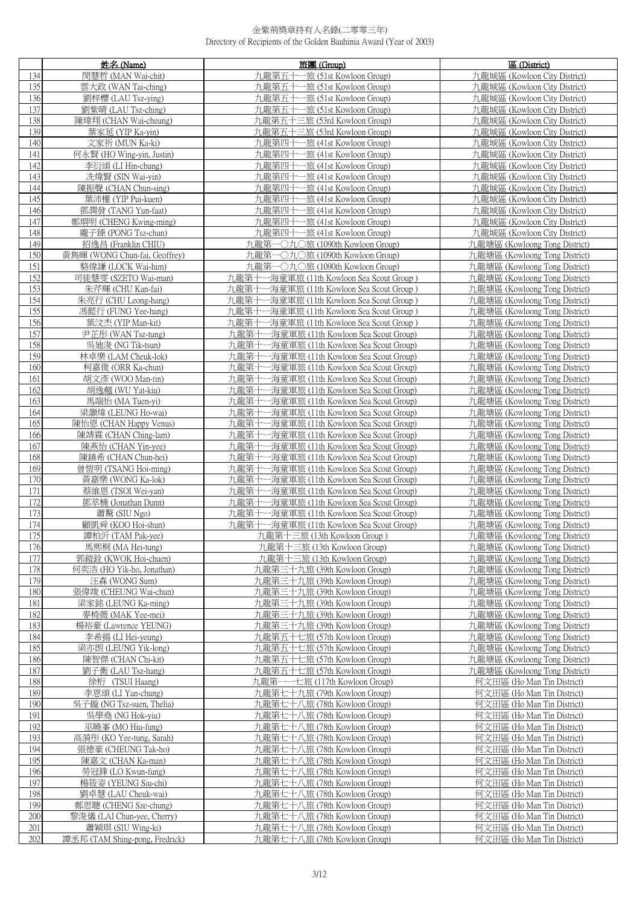金紫荊獎章持有人名錄(二零零三年)
Directory of Recipients of the Golden Bauhinia Award (Year of 2003)

| | 姓名 (Name) | 旅團 (Group) | 區 (District) |
|---|---|---|---|
| 134 | 閔慧哲 (MAN Wai-chit) | 九龍第五十一旅 (51st Kowloon Group) | 九龍城區 (Kowloon City District) |
| 135 | 雲大政 (WAN Tai-ching) | 九龍第五十一旅 (51st Kowloon Group) | 九龍城區 (Kowloon City District) |
| 136 | 劉梓櫻 (LAU Tsz-ying) | 九龍第五十一旅 (51st Kowloon Group) | 九龍城區 (Kowloon City District) |
| 137 | 劉紫晴 (LAU Tsz-ching) | 九龍第五十一旅 (51st Kowloon Group) | 九龍城區 (Kowloon City District) |
| 138 | 陳瑋翔 (CHAN Wai-cheung) | 九龍第五十三旅 (53rd Kowloon Group) | 九龍城區 (Kowloon City District) |
| 139 | 葉家延 (YIP Ka-yin) | 九龍第五十三旅 (53rd Kowloon Group) | 九龍城區 (Kowloon City District) |
| 140 | 文家祈 (MUN Ka-ki) | 九龍第四十一旅 (41st Kowloon Group) | 九龍城區 (Kowloon City District) |
| 141 | 何永賢 (HO Wing-yin, Justin) | 九龍第四十一旅 (41st Kowloon Group) | 九龍城區 (Kowloon City District) |
| 142 | 李衍頌 (LI Hin-chung) | 九龍第四十一旅 (41st Kowloon Group) | 九龍城區 (Kowloon City District) |
| 143 | 冼煒賢 (SIN Wai-yin) | 九龍第四十一旅 (41st Kowloon Group) | 九龍城區 (Kowloon City District) |
| 144 | 陳振聲 (CHAN Chun-sing) | 九龍第四十一旅 (41st Kowloon Group) | 九龍城區 (Kowloon City District) |
| 145 | 葉沛權 (YIP Pui-kuen) | 九龍第四十一旅 (41st Kowloon Group) | 九龍城區 (Kowloon City District) |
| 146 | 鄧潤發 (TANG Yun-faat) | 九龍第四十一旅 (41st Kowloon Group) | 九龍城區 (Kowloon City District) |
| 147 | 鄭炯明 (CHENG Kwing-ming) | 九龍第四十一旅 (41st Kowloon Group) | 九龍城區 (Kowloon City District) |
| 148 | 龐子臻 (PONG Tsz-chun) | 九龍第四十一旅 (41st Kowloon Group) | 九龍城區 (Kowloon City District) |
| 149 | 招逸昌 (Franklin CHIU) | 九龍第一〇九〇旅 (1090th Kowloon Group) | 九龍塘區 (Kowloong Tong District) |
| 150 | 黃雋暉 (WONG Chun-fai, Geoffrey) | 九龍第一〇九〇旅 (1090th Kowloon Group) | 九龍塘區 (Kowloong Tong District) |
| 151 | 駱偉謙 (LOCK Wai-him) | 九龍第一〇九〇旅 (1090th Kowloon Group) | 九龍塘區 (Kowloong Tong District) |
| 152 | 司徒慧雯 (SZETO Wai-man) | 九龍第十一海童軍旅 (11th Kowloon Sea Scout Group ) | 九龍塘區 (Kowloong Tong District) |
| 153 | 朱芹輝 (CHU Kan-fai) | 九龍第十一海童軍旅 (11th Kowloon Sea Scout Group ) | 九龍塘區 (Kowloong Tong District) |
| 154 | 朱亮行 (CHU Leong-hang) | 九龍第十一海童軍旅 (11th Kowloon Sea Scout Group ) | 九龍塘區 (Kowloong Tong District) |
| 155 | 馮懿行 (FUNG Yee-hang) | 九龍第十一海童軍旅 (11th Kowloon Sea Scout Group ) | 九龍塘區 (Kowloong Tong District) |
| 156 | 葉汶杰 (YIP Man-kit) | 九龍第十一海童軍旅 (11th Kowloon Sea Scout Group ) | 九龍塘區 (Kowloong Tong District) |
| 157 | 尹芷彤 (WAN Tsz-tung) | 九龍第十一海童軍旅 (11th Kowloon Sea Scout Group) | 九龍塘區 (Kowloong Tong District) |
| 158 | 吳廸浚 (NG Tik-tsun) | 九龍第十一海童軍旅 (11th Kowloon Sea Scout Group) | 九龍塘區 (Kowloong Tong District) |
| 159 | 林卓樂 (LAM Cheuk-lok) | 九龍第十一海童軍旅 (11th Kowloon Sea Scout Group) | 九龍塘區 (Kowloong Tong District) |
| 160 | 柯嘉俊 (ORR Ka-chun) | 九龍第十一海童軍旅 (11th Kowloon Sea Scout Group) | 九龍塘區 (Kowloong Tong District) |
| 161 | 胡文彥 (WOO Man-tin) | 九龍第十一海童軍旅 (11th Kowloon Sea Scout Group) | 九龍塘區 (Kowloong Tong District) |
| 162 | 胡逸翹 (WU Yat-kiu) | 九龍第十一海童軍旅 (11th Kowloon Sea Scout Group) | 九龍塘區 (Kowloong Tong District) |
| 163 | 馬端怡 (MA Tuen-yi) | 九龍第十一海童軍旅 (11th Kowloon Sea Scout Group) | 九龍塘區 (Kowloong Tong District) |
| 164 | 梁灝煒 (LEUNG Ho-wai) | 九龍第十一海童軍旅 (11th Kowloon Sea Scout Group) | 九龍塘區 (Kowloong Tong District) |
| 165 | 陳怡恩 (CHAN Happy Venus) | 九龍第十一海童軍旅 (11th Kowloon Sea Scout Group) | 九龍塘區 (Kowloong Tong District) |
| 166 | 陳靖霖 (CHAN Ching-lam) | 九龍第十一海童軍旅 (11th Kowloon Sea Scout Group) | 九龍塘區 (Kowloong Tong District) |
| 167 | 陳燕怡 (CHAN Yin-yee) | 九龍第十一海童軍旅 (11th Kowloon Sea Scout Group) | 九龍塘區 (Kowloong Tong District) |
| 168 | 陳鎮希 (CHAN Chun-hei) | 九龍第十一海童軍旅 (11th Kowloon Sea Scout Group) | 九龍塘區 (Kowloong Tong District) |
| 169 | 曾愷明 (TSANG Hoi-ming) | 九龍第十一海童軍旅 (11th Kowloon Sea Scout Group) | 九龍塘區 (Kowloong Tong District) |
| 170 | 黃嘉樂 (WONG Ka-lok) | 九龍第十一海童軍旅 (11th Kowloon Sea Scout Group) | 九龍塘區 (Kowloong Tong District) |
| 171 | 蔡維恩 (TSOI Wei-yan) | 九龍第十一海童軍旅 (11th Kowloon Sea Scout Group) | 九龍塘區 (Kowloong Tong District) |
| 172 | 鄧萃楠 (Jonathan Dunn) | 九龍第十一海童軍旅 (11th Kowloon Sea Scout Group) | 九龍塘區 (Kowloong Tong District) |
| 173 | 蕭鰲 (SIU Ngo) | 九龍第十一海童軍旅 (11th Kowloon Sea Scout Group) | 九龍塘區 (Kowloong Tong District) |
| 174 | 顧凱舜 (KOO Hoi-shun) | 九龍第十一海童軍旅 (11th Kowloon Sea Scout Group) | 九龍塘區 (Kowloong Tong District) |
| 175 | 譚柏沂 (TAM Pak-yee) | 九龍第十三旅 (13th Kowloon Group ) | 九龍塘區 (Kowloong Tong District) |
| 176 | 馬熙桐 (MA Hei-tung) | 九龍第十三旅 (13th Kowloon Group) | 九龍塘區 (Kowloong Tong District) |
| 177 | 郭鎧銓 (KWOK Hoi-chuen) | 九龍第十三旅 (13th Kowloon Group) | 九龍塘區 (Kowloong Tong District) |
| 178 | 何奕浩 (HO Yik-ho, Jonathan) | 九龍第三十九旅 (39th Kowloon Group) | 九龍塘區 (Kowloong Tong District) |
| 179 | 汪森 (WONG Sum) | 九龍第三十九旅 (39th Kowloon Group) | 九龍塘區 (Kowloong Tong District) |
| 180 | 張偉竣 (CHEUNG Wai-chun) | 九龍第三十九旅 (39th Kowloon Group) | 九龍塘區 (Kowloong Tong District) |
| 181 | 梁家銘 (LEUNG Ka-ming) | 九龍第三十九旅 (39th Kowloon Group) | 九龍塘區 (Kowloong Tong District) |
| 182 | 麥椅薇 (MAK Yee-mei) | 九龍第三十九旅 (39th Kowloon Group) | 九龍塘區 (Kowloong Tong District) |
| 183 | 楊裕豪 (Lawrence YEUNG) | 九龍第三十九旅 (39th Kowloon Group) | 九龍塘區 (Kowloong Tong District) |
| 184 | 李希揚 (LI Hei-yeung) | 九龍第五十七旅 (57th Kowloon Group) | 九龍塘區 (Kowloong Tong District) |
| 185 | 梁亦朗 (LEUNG Yik-long) | 九龍第五十七旅 (57th Kowloon Group) | 九龍塘區 (Kowloong Tong District) |
| 186 | 陳智傑 (CHAN Chi-kit) | 九龍第五十七旅 (57th Kowloon Group) | 九龍塘區 (Kowloong Tong District) |
| 187 | 劉子衡 (LAU Tsz-hang) | 九龍第五十七旅 (57th Kowloon Group) | 九龍塘區 (Kowloong Tong District) |
| 188 | 徐桁 (TSUI Haang) | 九龍第一一七旅 (117th Kowloon Group) | 何文田區 (Ho Man Tin District) |
| 189 | 李恩頌 (LI Yan-chung) | 九龍第七十九旅 (79th Kowloon Group) | 何文田區 (Ho Man Tin District) |
| 190 | 吳子鏇 (NG Tsz-suen, Thelia) | 九龍第七十八旅 (78th Kowloon Group) | 何文田區 (Ho Man Tin District) |
| 191 | 吳學堯 (NG Hok-yiu) | 九龍第七十八旅 (78th Kowloon Group) | 何文田區 (Ho Man Tin District) |
| 192 | 巫曉峯 (MO Hiu-fung) | 九龍第七十八旅 (78th Kowloon Group) | 何文田區 (Ho Man Tin District) |
| 193 | 高漪彤 (KO Yee-tung, Sarah) | 九龍第七十八旅 (78th Kowloon Group) | 何文田區 (Ho Man Tin District) |
| 194 | 張德豪 (CHEUNG Tak-ho) | 九龍第七十八旅 (78th Kowloon Group) | 何文田區 (Ho Man Tin District) |
| 195 | 陳嘉文 (CHAN Ka-man) | 九龍第七十八旅 (78th Kowloon Group) | 何文田區 (Ho Man Tin District) |
| 196 | 勞冠鋒 (LO Kwun-fung) | 九龍第七十八旅 (78th Kowloon Group) | 何文田區 (Ho Man Tin District) |
| 197 | 楊筱姿 (YEUNG Siu-chi) | 九龍第七十八旅 (78th Kowloon Group) | 何文田區 (Ho Man Tin District) |
| 198 | 劉卓慧 (LAU Cheuk-wai) | 九龍第七十八旅 (78th Kowloon Group) | 何文田區 (Ho Man Tin District) |
| 199 | 鄭思聰 (CHENG Sze-chung) | 九龍第七十八旅 (78th Kowloon Group) | 何文田區 (Ho Man Tin District) |
| 200 | 黎浚儀 (LAI Chun-yee, Cherry) | 九龍第七十八旅 (78th Kowloon Group) | 何文田區 (Ho Man Tin District) |
| 201 | 蕭穎琪 (SIU Wing-ki) | 九龍第七十八旅 (78th Kowloon Group) | 何文田區 (Ho Man Tin District) |
| 202 | 譚丞邦 (TAM Shing-pong, Fredrick) | 九龍第七十八旅 (78th Kowloon Group) | 何文田區 (Ho Man Tin District) |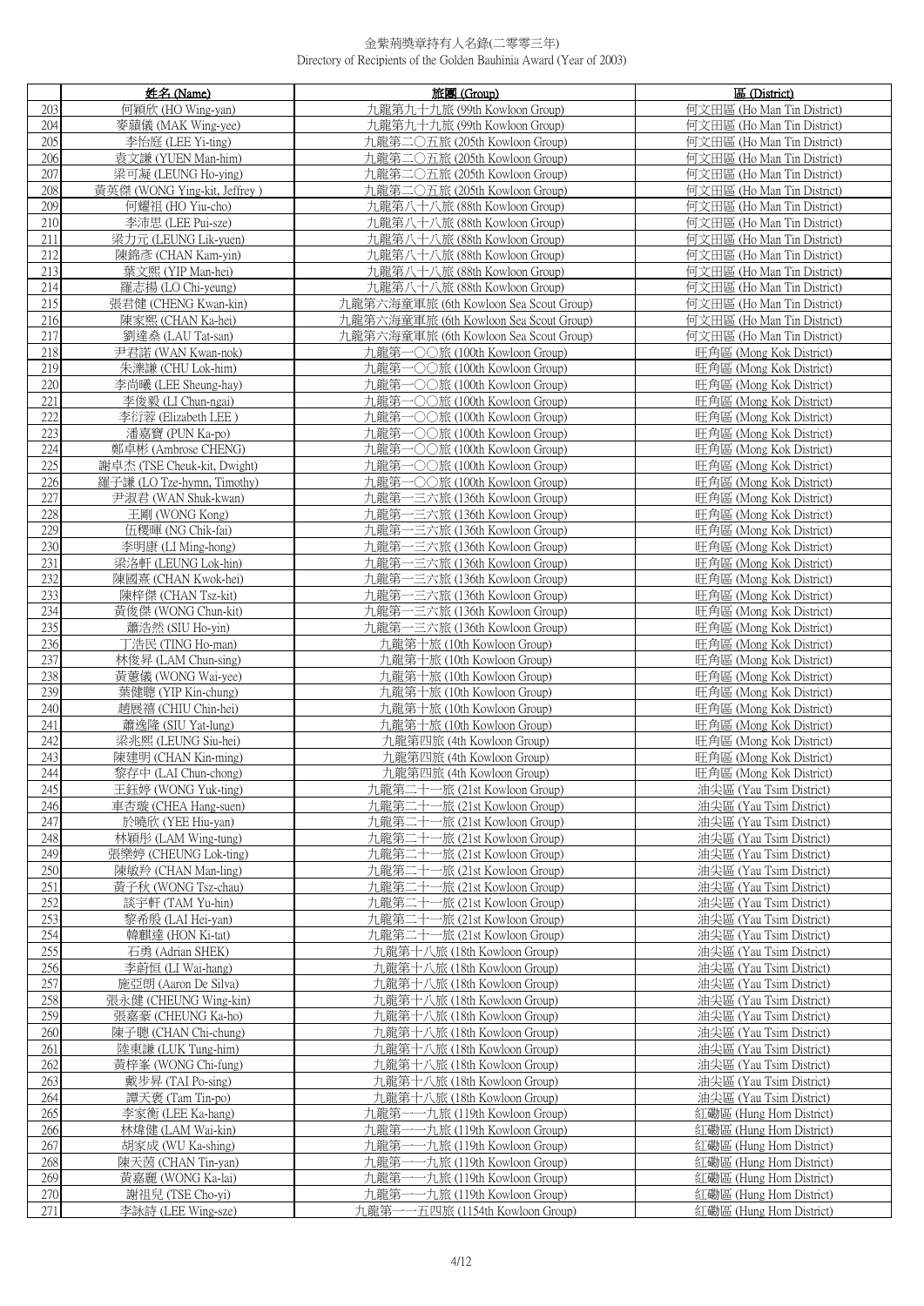金紫荊獎章持有人名錄(二零零三年)
Directory of Recipients of the Golden Bauhinia Award (Year of 2003)

| | 姓名 (Name) | 旅團 (Group) | 區 (District) |
|---|---|---|---|
| 203 | 何穎欣 (HO Wing-yan) | 九龍第九十九旅 (99th Kowloon Group) | 何文田區 (Ho Man Tin District) |
| 204 | 麥穎儀 (MAK Wing-yee) | 九龍第九十九旅 (99th Kowloon Group) | 何文田區 (Ho Man Tin District) |
| 205 | 李怡庭 (LEE Yi-ting) | 九龍第二〇五旅 (205th Kowloon Group) | 何文田區 (Ho Man Tin District) |
| 206 | 袁文謙 (YUEN Man-him) | 九龍第二〇五旅 (205th Kowloon Group) | 何文田區 (Ho Man Tin District) |
| 207 | 梁可凝 (LEUNG Ho-ying) | 九龍第二〇五旅 (205th Kowloon Group) | 何文田區 (Ho Man Tin District) |
| 208 | 黃英傑 (WONG Ying-kit, Jeffrey ) | 九龍第二〇五旅 (205th Kowloon Group) | 何文田區 (Ho Man Tin District) |
| 209 | 何耀祖 (HO Yiu-cho) | 九龍第八十八旅 (88th Kowloon Group) | 何文田區 (Ho Man Tin District) |
| 210 | 李沛思 (LEE Pui-sze) | 九龍第八十八旅 (88th Kowloon Group) | 何文田區 (Ho Man Tin District) |
| 211 | 梁力元 (LEUNG Lik-yuen) | 九龍第八十八旅 (88th Kowloon Group) | 何文田區 (Ho Man Tin District) |
| 212 | 陳錦彥 (CHAN Kam-yin) | 九龍第八十八旅 (88th Kowloon Group) | 何文田區 (Ho Man Tin District) |
| 213 | 葉文熙 (YIP Man-hei) | 九龍第八十八旅 (88th Kowloon Group) | 何文田區 (Ho Man Tin District) |
| 214 | 羅志揚 (LO Chi-yeung) | 九龍第八十八旅 (88th Kowloon Group) | 何文田區 (Ho Man Tin District) |
| 215 | 張君健 (CHENG Kwan-kin) | 九龍第六海童軍旅 (6th Kowloon Sea Scout Group) | 何文田區 (Ho Man Tin District) |
| 216 | 陳家熙 (CHAN Ka-hei) | 九龍第六海童軍旅 (6th Kowloon Sea Scout Group) | 何文田區 (Ho Man Tin District) |
| 217 | 劉達燊 (LAU Tat-san) | 九龍第六海童軍旅 (6th Kowloon Sea Scout Group) | 何文田區 (Ho Man Tin District) |
| 218 | 尹君諾 (WAN Kwan-nok) | 九龍第一〇〇旅 (100th Kowloon Group) | 旺角區 (Mong Kok District) |
| 219 | 朱濼謙 (CHU Lok-him) | 九龍第一〇〇旅 (100th Kowloon Group) | 旺角區 (Mong Kok District) |
| 220 | 李尚曦 (LEE Sheung-hay) | 九龍第一〇〇旅 (100th Kowloon Group) | 旺角區 (Mong Kok District) |
| 221 | 李俊毅 (LI Chun-ngai) | 九龍第一〇〇旅 (100th Kowloon Group) | 旺角區 (Mong Kok District) |
| 222 | 李衍蓉 (Elizabeth LEE ) | 九龍第一〇〇旅 (100th Kowloon Group) | 旺角區 (Mong Kok District) |
| 223 | 潘嘉寶 (PUN Ka-po) | 九龍第一〇〇旅 (100th Kowloon Group) | 旺角區 (Mong Kok District) |
| 224 | 鄭卓彬 (Ambrose CHENG) | 九龍第一〇〇旅 (100th Kowloon Group) | 旺角區 (Mong Kok District) |
| 225 | 謝卓杰 (TSE Cheuk-kit, Dwight) | 九龍第一〇〇旅 (100th Kowloon Group) | 旺角區 (Mong Kok District) |
| 226 | 羅子謙 (LO Tze-hymn, Timothy) | 九龍第一〇〇旅 (100th Kowloon Group) | 旺角區 (Mong Kok District) |
| 227 | 尹淑君 (WAN Shuk-kwan) | 九龍第一三六旅 (136th Kowloon Group) | 旺角區 (Mong Kok District) |
| 228 | 王剛 (WONG Kong) | 九龍第一三六旅 (136th Kowloon Group) | 旺角區 (Mong Kok District) |
| 229 | 伍稷暉 (NG Chik-fai) | 九龍第一三六旅 (136th Kowloon Group) | 旺角區 (Mong Kok District) |
| 230 | 李明康 (LI Ming-hong) | 九龍第一三六旅 (136th Kowloon Group) | 旺角區 (Mong Kok District) |
| 231 | 梁洛軒 (LEUNG Lok-hin) | 九龍第一三六旅 (136th Kowloon Group) | 旺角區 (Mong Kok District) |
| 232 | 陳國熹 (CHAN Kwok-hei) | 九龍第一三六旅 (136th Kowloon Group) | 旺角區 (Mong Kok District) |
| 233 | 陳梓傑 (CHAN Tsz-kit) | 九龍第一三六旅 (136th Kowloon Group) | 旺角區 (Mong Kok District) |
| 234 | 黃俊傑 (WONG Chun-kit) | 九龍第一三六旅 (136th Kowloon Group) | 旺角區 (Mong Kok District) |
| 235 | 蕭浩然 (SIU Ho-yin) | 九龍第一三六旅 (136th Kowloon Group) | 旺角區 (Mong Kok District) |
| 236 | 丁浩民 (TING Ho-man) | 九龍第十旅 (10th Kowloon Group) | 旺角區 (Mong Kok District) |
| 237 | 林俊昇 (LAM Chun-sing) | 九龍第十旅 (10th Kowloon Group) | 旺角區 (Mong Kok District) |
| 238 | 黃蕙儀 (WONG Wai-yee) | 九龍第十旅 (10th Kowloon Group) | 旺角區 (Mong Kok District) |
| 239 | 葉健聰 (YIP Kin-chung) | 九龍第十旅 (10th Kowloon Group) | 旺角區 (Mong Kok District) |
| 240 | 趙展禧 (CHIU Chin-hei) | 九龍第十旅 (10th Kowloon Group) | 旺角區 (Mong Kok District) |
| 241 | 蕭逸隆 (SIU Yat-lung) | 九龍第十旅 (10th Kowloon Group) | 旺角區 (Mong Kok District) |
| 242 | 梁兆熙 (LEUNG Siu-hei) | 九龍第四旅 (4th Kowloon Group) | 旺角區 (Mong Kok District) |
| 243 | 陳建明 (CHAN Kin-ming) | 九龍第四旅 (4th Kowloon Group) | 旺角區 (Mong Kok District) |
| 244 | 黎存中 (LAI Chun-chong) | 九龍第四旅 (4th Kowloon Group) | 旺角區 (Mong Kok District) |
| 245 | 王鈺婷 (WONG Yuk-ting) | 九龍第二十一旅 (21st Kowloon Group) | 油尖區 (Yau Tsim District) |
| 246 | 車杏璇 (CHEA Hang-suen) | 九龍第二十一旅 (21st Kowloon Group) | 油尖區 (Yau Tsim District) |
| 247 | 於曉欣 (YEE Hiu-yan) | 九龍第二十一旅 (21st Kowloon Group) | 油尖區 (Yau Tsim District) |
| 248 | 林穎彤 (LAM Wing-tung) | 九龍第二十一旅 (21st Kowloon Group) | 油尖區 (Yau Tsim District) |
| 249 | 張樂婷 (CHEUNG Lok-ting) | 九龍第二十一旅 (21st Kowloon Group) | 油尖區 (Yau Tsim District) |
| 250 | 陳敏羚 (CHAN Man-ling) | 九龍第二十一旅 (21st Kowloon Group) | 油尖區 (Yau Tsim District) |
| 251 | 黃子秋 (WONG Tsz-chau) | 九龍第二十一旅 (21st Kowloon Group) | 油尖區 (Yau Tsim District) |
| 252 | 談宇軒 (TAM Yu-hin) | 九龍第二十一旅 (21st Kowloon Group) | 油尖區 (Yau Tsim District) |
| 253 | 黎希殷 (LAI Hei-yan) | 九龍第二十一旅 (21st Kowloon Group) | 油尖區 (Yau Tsim District) |
| 254 | 韓麒達 (HON Ki-tat) | 九龍第二十一旅 (21st Kowloon Group) | 油尖區 (Yau Tsim District) |
| 255 | 石勇 (Adrian SHEK) | 九龍第十八旅 (18th Kowloon Group) | 油尖區 (Yau Tsim District) |
| 256 | 李蔚恒 (LI Wai-hang) | 九龍第十八旅 (18th Kowloon Group) | 油尖區 (Yau Tsim District) |
| 257 | 施亞朗 (Aaron De Silva) | 九龍第十八旅 (18th Kowloon Group) | 油尖區 (Yau Tsim District) |
| 258 | 張永健 (CHEUNG Wing-kin) | 九龍第十八旅 (18th Kowloon Group) | 油尖區 (Yau Tsim District) |
| 259 | 張嘉豪 (CHEUNG Ka-ho) | 九龍第十八旅 (18th Kowloon Group) | 油尖區 (Yau Tsim District) |
| 260 | 陳子聰 (CHAN Chi-chung) | 九龍第十八旅 (18th Kowloon Group) | 油尖區 (Yau Tsim District) |
| 261 | 陸東謙 (LUK Tung-him) | 九龍第十八旅 (18th Kowloon Group) | 油尖區 (Yau Tsim District) |
| 262 | 黃梓峯 (WONG Chi-fung) | 九龍第十八旅 (18th Kowloon Group) | 油尖區 (Yau Tsim District) |
| 263 | 戴步昇 (TAI Po-sing) | 九龍第十八旅 (18th Kowloon Group) | 油尖區 (Yau Tsim District) |
| 264 | 譚天褒 (Tam Tin-po) | 九龍第十八旅 (18th Kowloon Group) | 油尖區 (Yau Tsim District) |
| 265 | 李家衡 (LEE Ka-hang) | 九龍第一一九旅 (119th Kowloon Group) | 紅磡區 (Hung Hom District) |
| 266 | 林煒健 (LAM Wai-kin) | 九龍第一一九旅 (119th Kowloon Group) | 紅磡區 (Hung Hom District) |
| 267 | 胡家成 (WU Ka-shing) | 九龍第一一九旅 (119th Kowloon Group) | 紅磡區 (Hung Hom District) |
| 268 | 陳天茵 (CHAN Tin-yan) | 九龍第一一九旅 (119th Kowloon Group) | 紅磡區 (Hung Hom District) |
| 269 | 黃嘉麗 (WONG Ka-lai) | 九龍第一一九旅 (119th Kowloon Group) | 紅磡區 (Hung Hom District) |
| 270 | 謝祖兒 (TSE Cho-yi) | 九龍第一一九旅 (119th Kowloon Group) | 紅磡區 (Hung Hom District) |
| 271 | 李詠詩 (LEE Wing-sze) | 九龍第一一五四旅 (1154th Kowloon Group) | 紅磡區 (Hung Hom District) |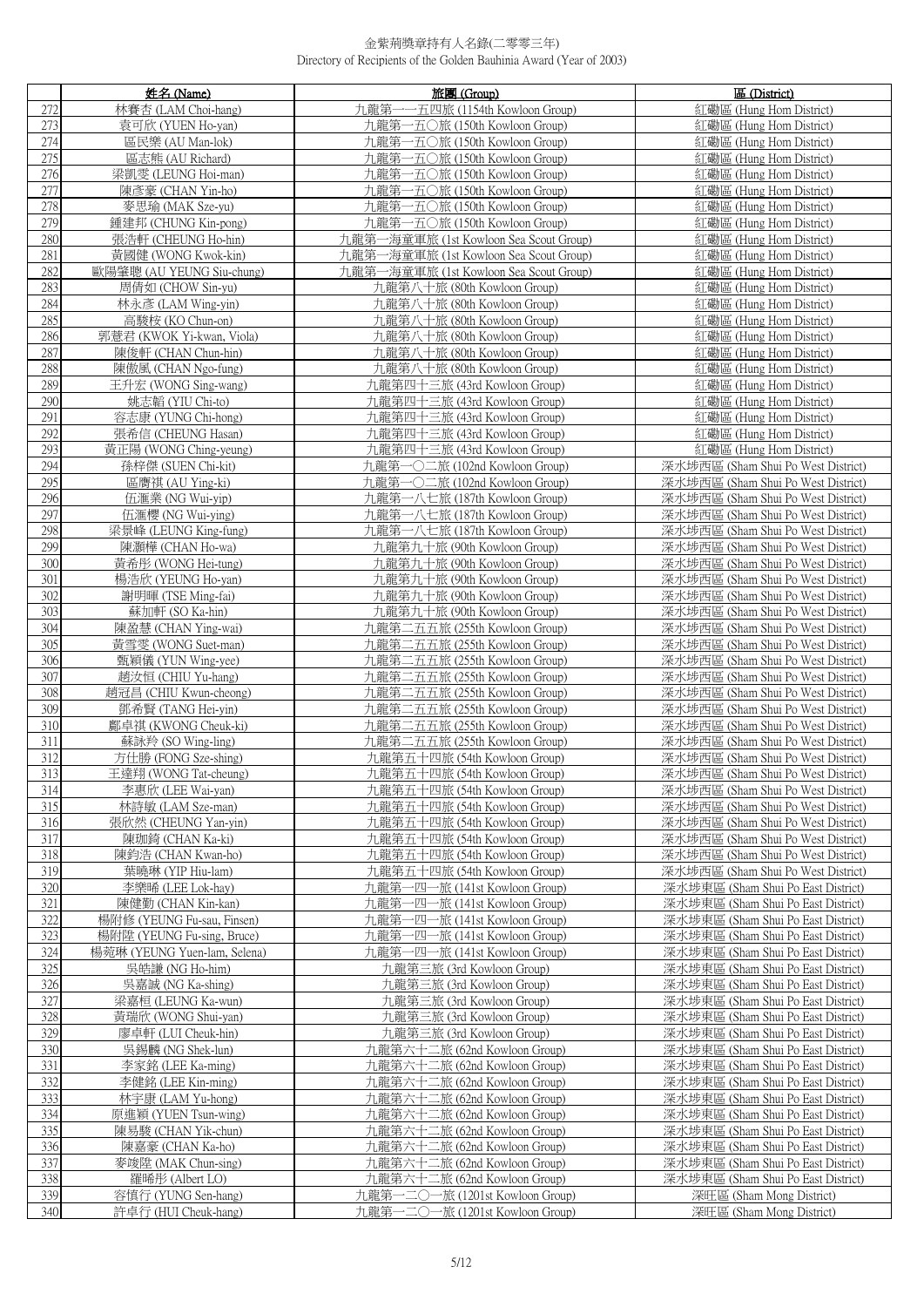金紫荊獎章持有人名錄(二零零三年)
Directory of Recipients of the Golden Bauhinia Award (Year of 2003)

| | 姓名 (Name) | 旅團 (Group) | 區 (District) |
|---|---|---|---|
| 272 | 林賽杏 (LAM Choi-hang) | 九龍第一一五四旅 (1154th Kowloon Group) | 紅磡區 (Hung Hom District) |
| 273 | 袁可欣 (YUEN Ho-yan) | 九龍第一五〇旅 (150th Kowloon Group) | 紅磡區 (Hung Hom District) |
| 274 | 區民樂 (AU Man-lok) | 九龍第一五〇旅 (150th Kowloon Group) | 紅磡區 (Hung Hom District) |
| 275 | 區志熊 (AU Richard) | 九龍第一五〇旅 (150th Kowloon Group) | 紅磡區 (Hung Hom District) |
| 276 | 梁凱雯 (LEUNG Hoi-man) | 九龍第一五〇旅 (150th Kowloon Group) | 紅磡區 (Hung Hom District) |
| 277 | 陳彥豪 (CHAN Yin-ho) | 九龍第一五〇旅 (150th Kowloon Group) | 紅磡區 (Hung Hom District) |
| 278 | 麥思瑜 (MAK Sze-yu) | 九龍第一五〇旅 (150th Kowloon Group) | 紅磡區 (Hung Hom District) |
| 279 | 鍾建邦 (CHUNG Kin-pong) | 九龍第一五〇旅 (150th Kowloon Group) | 紅磡區 (Hung Hom District) |
| 280 | 張浩軒 (CHEUNG Ho-hin) | 九龍第一海童軍旅 (1st Kowloon Sea Scout Group) | 紅磡區 (Hung Hom District) |
| 281 | 黃國健 (WONG Kwok-kin) | 九龍第一海童軍旅 (1st Kowloon Sea Scout Group) | 紅磡區 (Hung Hom District) |
| 282 | 歐陽肇聰 (AU YEUNG Siu-chung) | 九龍第一海童軍旅 (1st Kowloon Sea Scout Group) | 紅磡區 (Hung Hom District) |
| 283 | 周倩如 (CHOW Sin-yu) | 九龍第八十旅 (80th Kowloon Group) | 紅磡區 (Hung Hom District) |
| 284 | 林永彥 (LAM Wing-yin) | 九龍第八十旅 (80th Kowloon Group) | 紅磡區 (Hung Hom District) |
| 285 | 高駿桉 (KO Chun-on) | 九龍第八十旅 (80th Kowloon Group) | 紅磡區 (Hung Hom District) |
| 286 | 郭蕙君 (KWOK Yi-kwan, Viola) | 九龍第八十旅 (80th Kowloon Group) | 紅磡區 (Hung Hom District) |
| 287 | 陳俊軒 (CHAN Chun-hin) | 九龍第八十旅 (80th Kowloon Group) | 紅磡區 (Hung Hom District) |
| 288 | 陳傲風 (CHAN Ngo-fung) | 九龍第八十旅 (80th Kowloon Group) | 紅磡區 (Hung Hom District) |
| 289 | 王升宏 (WONG Sing-wang) | 九龍第四十三旅 (43rd Kowloon Group) | 紅磡區 (Hung Hom District) |
| 290 | 姚志韜 (YIU Chi-to) | 九龍第四十三旅 (43rd Kowloon Group) | 紅磡區 (Hung Hom District) |
| 291 | 容志康 (YUNG Chi-hong) | 九龍第四十三旅 (43rd Kowloon Group) | 紅磡區 (Hung Hom District) |
| 292 | 張希信 (CHEUNG Hasan) | 九龍第四十三旅 (43rd Kowloon Group) | 紅磡區 (Hung Hom District) |
| 293 | 黃正陽 (WONG Ching-yeung) | 九龍第四十三旅 (43rd Kowloon Group) | 紅磡區 (Hung Hom District) |
| 294 | 孫梓傑 (SUEN Chi-kit) | 九龍第一〇二旅 (102nd Kowloon Group) | 深水埗西區 (Sham Shui Po West District) |
| 295 | 區膺祺 (AU Ying-ki) | 九龍第一〇二旅 (102nd Kowloon Group) | 深水埗西區 (Sham Shui Po West District) |
| 296 | 伍滙業 (NG Wui-yip) | 九龍第一八七旅 (187th Kowloon Group) | 深水埗西區 (Sham Shui Po West District) |
| 297 | 伍滙櫻 (NG Wui-ying) | 九龍第一八七旅 (187th Kowloon Group) | 深水埗西區 (Sham Shui Po West District) |
| 298 | 梁景峰 (LEUNG King-fung) | 九龍第一八七旅 (187th Kowloon Group) | 深水埗西區 (Sham Shui Po West District) |
| 299 | 陳灝樺 (CHAN Ho-wa) | 九龍第九十旅 (90th Kowloon Group) | 深水埗西區 (Sham Shui Po West District) |
| 300 | 黃希彤 (WONG Hei-tung) | 九龍第九十旅 (90th Kowloon Group) | 深水埗西區 (Sham Shui Po West District) |
| 301 | 楊浩欣 (YEUNG Ho-yan) | 九龍第九十旅 (90th Kowloon Group) | 深水埗西區 (Sham Shui Po West District) |
| 302 | 謝明暉 (TSE Ming-fai) | 九龍第九十旅 (90th Kowloon Group) | 深水埗西區 (Sham Shui Po West District) |
| 303 | 蘇加軒 (SO Ka-hin) | 九龍第九十旅 (90th Kowloon Group) | 深水埗西區 (Sham Shui Po West District) |
| 304 | 陳盈慧 (CHAN Ying-wai) | 九龍第二五五旅 (255th Kowloon Group) | 深水埗西區 (Sham Shui Po West District) |
| 305 | 黃雪雯 (WONG Suet-man) | 九龍第二五五旅 (255th Kowloon Group) | 深水埗西區 (Sham Shui Po West District) |
| 306 | 甄穎儀 (YUN Wing-yee) | 九龍第二五五旅 (255th Kowloon Group) | 深水埗西區 (Sham Shui Po West District) |
| 307 | 趙汝恒 (CHIU Yu-hang) | 九龍第二五五旅 (255th Kowloon Group) | 深水埗西區 (Sham Shui Po West District) |
| 308 | 趙冠昌 (CHIU Kwun-cheong) | 九龍第二五五旅 (255th Kowloon Group) | 深水埗西區 (Sham Shui Po West District) |
| 309 | 鄧希賢 (TANG Hei-yin) | 九龍第二五五旅 (255th Kowloon Group) | 深水埗西區 (Sham Shui Po West District) |
| 310 | 鄺卓祺 (KWONG Cheuk-ki) | 九龍第二五五旅 (255th Kowloon Group) | 深水埗西區 (Sham Shui Po West District) |
| 311 | 蘇詠羚 (SO Wing-ling) | 九龍第二五五旅 (255th Kowloon Group) | 深水埗西區 (Sham Shui Po West District) |
| 312 | 方仕勝 (FONG Sze-shing) | 九龍第五十四旅 (54th Kowloon Group) | 深水埗西區 (Sham Shui Po West District) |
| 313 | 王達翔 (WONG Tat-cheung) | 九龍第五十四旅 (54th Kowloon Group) | 深水埗西區 (Sham Shui Po West District) |
| 314 | 李惠欣 (LEE Wai-yan) | 九龍第五十四旅 (54th Kowloon Group) | 深水埗西區 (Sham Shui Po West District) |
| 315 | 林詩敏 (LAM Sze-man) | 九龍第五十四旅 (54th Kowloon Group) | 深水埗西區 (Sham Shui Po West District) |
| 316 | 張欣然 (CHEUNG Yan-yin) | 九龍第五十四旅 (54th Kowloon Group) | 深水埗西區 (Sham Shui Po West District) |
| 317 | 陳珈錡 (CHAN Ka-ki) | 九龍第五十四旅 (54th Kowloon Group) | 深水埗西區 (Sham Shui Po West District) |
| 318 | 陳鈞浩 (CHAN Kwan-ho) | 九龍第五十四旅 (54th Kowloon Group) | 深水埗西區 (Sham Shui Po West District) |
| 319 | 葉曉琳 (YIP Hiu-lam) | 九龍第五十四旅 (54th Kowloon Group) | 深水埗西區 (Sham Shui Po West District) |
| 320 | 李樂晞 (LEE Lok-hay) | 九龍第一四一旅 (141st Kowloon Group) | 深水埗東區 (Sham Shui Po East District) |
| 321 | 陳健勤 (CHAN Kin-kan) | 九龍第一四一旅 (141st Kowloon Group) | 深水埗東區 (Sham Shui Po East District) |
| 322 | 楊附修 (YEUNG Fu-sau, Finsen) | 九龍第一四一旅 (141st Kowloon Group) | 深水埗東區 (Sham Shui Po East District) |
| 323 | 楊附陞 (YEUNG Fu-sing, Bruce) | 九龍第一四一旅 (141st Kowloon Group) | 深水埗東區 (Sham Shui Po East District) |
| 324 | 楊菀琳 (YEUNG Yuen-lam, Selena) | 九龍第一四一旅 (141st Kowloon Group) | 深水埗東區 (Sham Shui Po East District) |
| 325 | 吳皓謙 (NG Ho-him) | 九龍第三旅 (3rd Kowloon Group) | 深水埗東區 (Sham Shui Po East District) |
| 326 | 吳嘉誠 (NG Ka-shing) | 九龍第三旅 (3rd Kowloon Group) | 深水埗東區 (Sham Shui Po East District) |
| 327 | 梁嘉桓 (LEUNG Ka-wun) | 九龍第三旅 (3rd Kowloon Group) | 深水埗東區 (Sham Shui Po East District) |
| 328 | 黃瑞欣 (WONG Shui-yan) | 九龍第三旅 (3rd Kowloon Group) | 深水埗東區 (Sham Shui Po East District) |
| 329 | 廖卓軒 (LUI Cheuk-hin) | 九龍第三旅 (3rd Kowloon Group) | 深水埗東區 (Sham Shui Po East District) |
| 330 | 吳錫麟 (NG Shek-lun) | 九龍第六十二旅 (62nd Kowloon Group) | 深水埗東區 (Sham Shui Po East District) |
| 331 | 李家銘 (LEE Ka-ming) | 九龍第六十二旅 (62nd Kowloon Group) | 深水埗東區 (Sham Shui Po East District) |
| 332 | 李健銘 (LEE Kin-ming) | 九龍第六十二旅 (62nd Kowloon Group) | 深水埗東區 (Sham Shui Po East District) |
| 333 | 林宇康 (LAM Yu-hong) | 九龍第六十二旅 (62nd Kowloon Group) | 深水埗東區 (Sham Shui Po East District) |
| 334 | 原進穎 (YUEN Tsun-wing) | 九龍第六十二旅 (62nd Kowloon Group) | 深水埗東區 (Sham Shui Po East District) |
| 335 | 陳易駿 (CHAN Yik-chun) | 九龍第六十二旅 (62nd Kowloon Group) | 深水埗東區 (Sham Shui Po East District) |
| 336 | 陳嘉豪 (CHAN Ka-ho) | 九龍第六十二旅 (62nd Kowloon Group) | 深水埗東區 (Sham Shui Po East District) |
| 337 | 麥竣陞 (MAK Chun-sing) | 九龍第六十二旅 (62nd Kowloon Group) | 深水埗東區 (Sham Shui Po East District) |
| 338 | 羅晞彤 (Albert LO) | 九龍第六十二旅 (62nd Kowloon Group) | 深水埗東區 (Sham Shui Po East District) |
| 339 | 容慎行 (YUNG Sen-hang) | 九龍第一二〇一旅 (1201st Kowloon Group) | 深旺區 (Sham Mong District) |
| 340 | 許卓行 (HUI Cheuk-hang) | 九龍第一二〇一旅 (1201st Kowloon Group) | 深旺區 (Sham Mong District) |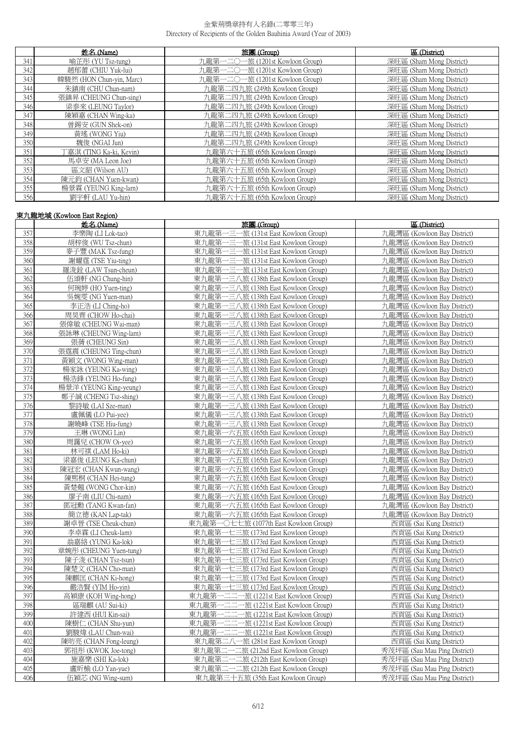金紫荊獎章持有人名錄(二零零三年)
Directory of Recipients of the Golden Bauhinia Award (Year of 2003)

| | 姓名 (Name) | 旅團 (Group) | 區 (District) |
|---|---|---|---|
| 341 | 喻芷彤 (YU Tsz-tung) | 九龍第一二〇一旅 (1201st Kowloon Group) | 深旺區 (Sham Mong District) |
| 342 | 趙郁蕾 (CHIU Yuk-lui) | 九龍第一二〇一旅 (1201st Kowloon Group) | 深旺區 (Sham Mong District) |
| 343 | 韓駿然 (HON Chun-yin, Marc) | 九龍第一二〇一旅 (1201st Kowloon Group) | 深旺區 (Sham Mong District) |
| 344 | 朱鎮南 (CHU Chun-nam) | 九龍第二四九旅 (249th Kowloon Group) | 深旺區 (Sham Mong District) |
| 345 | 張鎮昇 (CHEUNG Chun-sing) | 九龍第二四九旅 (249th Kowloon Group) | 深旺區 (Sham Mong District) |
| 346 | 梁泰來 (LEUNG Taylor) | 九龍第二四九旅 (249th Kowloon Group) | 深旺區 (Sham Mong District) |
| 347 | 陳穎嘉 (CHAN Wing-ka) | 九龍第二四九旅 (249th Kowloon Group) | 深旺區 (Sham Mong District) |
| 348 | 曾錫安 (GUN Shek-on) | 九龍第二四九旅 (249th Kowloon Group) | 深旺區 (Sham Mong District) |
| 349 | 黃瑤 (WONG Yiu) | 九龍第二四九旅 (249th Kowloon Group) | 深旺區 (Sham Mong District) |
| 350 | 魏俊 (NGAI Jun) | 九龍第二四九旅 (249th Kowloon Group) | 深旺區 (Sham Mong District) |
| 351 | 丁嘉淇 (TING Ka-ki, Kevin) | 九龍第六十五旅 (65th Kowloon Group) | 深旺區 (Sham Mong District) |
| 352 | 馬卓安 (MA Leon Joe) | 九龍第六十五旅 (65th Kowloon Group) | 深旺區 (Sham Mong District) |
| 353 | 區文韶 (Wilson AU) | 九龍第六十五旅 (65th Kowloon Group) | 深旺區 (Sham Mong District) |
| 354 | 陳元鈞 (CHAN Yuen-kwan) | 九龍第六十五旅 (65th Kowloon Group) | 深旺區 (Sham Mong District) |
| 355 | 楊景霖 (YEUNG King-lam) | 九龍第六十五旅 (65th Kowloon Group) | 深旺區 (Sham Mong District) |
| 356 | 劉宇軒 (LAU Yu-hin) | 九龍第六十五旅 (65th Kowloon Group) | 深旺區 (Sham Mong District) |

## 東九龍地域 (Kowloon East Region)

| | 姓名 (Name) | 旅團 (Group) | 區 (District) |
|---|---|---|---|
| 357 | 李樂陶 (LI Lok-tao) | 東九龍第一三一旅 (131st East Kowloon Group) | 九龍灣區 (Kowloon Bay District) |
| 358 | 胡梓俊 (WU Tsz-chun) | 東九龍第一三一旅 (131st East Kowloon Group) | 九龍灣區 (Kowloon Bay District) |
| 359 | 麥子豐 (MAK Tsz-fung) | 東九龍第一三一旅 (131st East Kowloon Group) | 九龍灣區 (Kowloon Bay District) |
| 360 | 謝耀霆 (TSE Yiu-ting) | 東九龍第一三一旅 (131st East Kowloon Group) | 九龍灣區 (Kowloon Bay District) |
| 361 | 羅浚銓 (LAW Tsun-cheun) | 東九龍第一三一旅 (131st East Kowloon Group) | 九龍灣區 (Kowloon Bay District) |
| 362 | 伍頌軒 (NG Chung-hin) | 東九龍第一三八旅 (138th East Kowloon Group) | 九龍灣區 (Kowloon Bay District) |
| 363 | 何琬婷 (HO Yuen-ting) | 東九龍第一三八旅 (138th East Kowloon Group) | 九龍灣區 (Kowloon Bay District) |
| 364 | 吳婉雯 (NG Yuen-man) | 東九龍第一三八旅 (138th East Kowloon Group) | 九龍灣區 (Kowloon Bay District) |
| 365 | 李正浩 (LI Ching-ho) | 東九龍第一三八旅 (138th East Kowloon Group) | 九龍灣區 (Kowloon Bay District) |
| 366 | 周昊齊 (CHOW Ho-chai) | 東九龍第一三八旅 (138th East Kowloon Group) | 九龍灣區 (Kowloon Bay District) |
| 367 | 張偉敏 (CHEUNG Wai-man) | 東九龍第一三八旅 (138th East Kowloon Group) | 九龍灣區 (Kowloon Bay District) |
| 368 | 張詠琳 (CHEUNG Wing-lam) | 東九龍第一三八旅 (138th East Kowloon Group) | 九龍灣區 (Kowloon Bay District) |
| 369 | 張蒨 (CHEUNG Sin) | 東九龍第一三八旅 (138th East Kowloon Group) | 九龍灣區 (Kowloon Bay District) |
| 370 | 張霆震 (CHEUNG Ting-chun) | 東九龍第一三八旅 (138th East Kowloon Group) | 九龍灣區 (Kowloon Bay District) |
| 371 | 黃穎文 (WONG Wing-man) | 東九龍第一三八旅 (138th East Kowloon Group) | 九龍灣區 (Kowloon Bay District) |
| 372 | 楊家詠 (YEUNG Ka-wing) | 東九龍第一三八旅 (138th East Kowloon Group) | 九龍灣區 (Kowloon Bay District) |
| 373 | 楊浩鋒 (YEUNG Ho-fung) | 東九龍第一三八旅 (138th East Kowloon Group) | 九龍灣區 (Kowloon Bay District) |
| 374 | 楊景洋 (YEUNG King-yeung) | 東九龍第一三八旅 (138th East Kowloon Group) | 九龍灣區 (Kowloon Bay District) |
| 375 | 鄭子誠 (CHENG Tsz-shing) | 東九龍第一三八旅 (138th East Kowloon Group) | 九龍灣區 (Kowloon Bay District) |
| 376 | 黎詩敏 (LAI Sze-man) | 東九龍第一三八旅 (138th East Kowloon Group) | 九龍灣區 (Kowloon Bay District) |
| 377 | 盧佩儀 (LO Pui-yee) | 東九龍第一三八旅 (138th East Kowloon Group) | 九龍灣區 (Kowloon Bay District) |
| 378 | 謝曉峰 (TSE Hiu-fung) | 東九龍第一三八旅 (138th East Kowloon Group) | 九龍灣區 (Kowloon Bay District) |
| 379 | 王琳 (WONG Lin) | 東九龍第一六五旅 (165th East Kowloon Group) | 九龍灣區 (Kowloon Bay District) |
| 380 | 周靄兒 (CHOW Oi-yee) | 東九龍第一六五旅 (165th East Kowloon Group) | 九龍灣區 (Kowloon Bay District) |
| 381 | 林可祺 (LAM Ho-ki) | 東九龍第一六五旅 (165th East Kowloon Group) | 九龍灣區 (Kowloon Bay District) |
| 382 | 梁嘉俊 (LEUNG Ka-chun) | 東九龍第一六五旅 (165th East Kowloon Group) | 九龍灣區 (Kowloon Bay District) |
| 383 | 陳冠宏 (CHAN Kwun-wang) | 東九龍第一六五旅 (165th East Kowloon Group) | 九龍灣區 (Kowloon Bay District) |
| 384 | 陳熙桐 (CHAN Hei-tung) | 東九龍第一六五旅 (165th East Kowloon Group) | 九龍灣區 (Kowloon Bay District) |
| 385 | 黃楚翹 (WONG Chor-kin) | 東九龍第一六五旅 (165th East Kowloon Group) | 九龍灣區 (Kowloon Bay District) |
| 386 | 廖子南 (LIU Chi-nam) | 東九龍第一六五旅 (165th East Kowloon Group) | 九龍灣區 (Kowloon Bay District) |
| 387 | 鄧冠勳 (TANG Kwan-fan) | 東九龍第一六五旅 (165th East Kowloon Group) | 九龍灣區 (Kowloon Bay District) |
| 388 | 簡立德 (KAN Lap-tak) | 東九龍第一六五旅 (165th East Kowloon Group) | 九龍灣區 (Kowloon Bay District) |
| 389 | 謝卓晉 (TSE Cheuk-chun) | 東九龍第一〇七七旅 (1077th East Kowloon Group) | 西貢區 (Sai Kung District) |
| 390 | 李卓霖 (LI Cheuk-lam) | 東九龍第一七三旅 (173rd East Kowloon Group) | 西貢區 (Sai Kung District) |
| 391 | 翁嘉絡 (YUNG Ka-lok) | 東九龍第一七三旅 (173rd East Kowloon Group) | 西貢區 (Sai Kung District) |
| 392 | 章婉彤 (CHEUNG Yuen-tung) | 東九龍第一七三旅 (173rd East Kowloon Group) | 西貢區 (Sai Kung District) |
| 393 | 陳子浚 (CHAN Tsz-tsun) | 東九龍第一七三旅 (173rd East Kowloon Group) | 西貢區 (Sai Kung District) |
| 394 | 陳楚文 (CHAN Cho-man) | 東九龍第一七三旅 (173rd East Kowloon Group) | 西貢區 (Sai Kung District) |
| 395 | 陳麒匡 (CHAN Ki-hong) | 東九龍第一七三旅 (173rd East Kowloon Group) | 西貢區 (Sai Kung District) |
| 396 | 嚴浩賢 (YIM Ho-yin) | 東九龍第一七三旅 (173rd East Kowloon Group) | 西貢區 (Sai Kung District) |
| 397 | 高穎康 (KOH Wing-hong) | 東九龍第一二二一旅 (1221st East Kowloon Group) | 西貢區 (Sai Kung District) |
| 398 | 區瑞麒 (AU Sui-ki) | 東九龍第一二二一旅 (1221st East Kowloon Group) | 西貢區 (Sai Kung District) |
| 399 | 許建西 (HUI Kin-sai) | 東九龍第一二二一旅 (1221st East Kowloon Group) | 西貢區 (Sai Kung District) |
| 400 | 陳樹仁 (CHAN Shu-yun) | 東九龍第一二二一旅 (1221st East Kowloon Group) | 西貢區 (Sai Kung District) |
| 401 | 劉駿煒 (LAU Chun-wai) | 東九龍第一二二一旅 (1221st East Kowloon Group) | 西貢區 (Sai Kung District) |
| 402 | 陳昉亮 (CHAN Fong-leung) | 東九龍第二八一旅 (281st East Kowloon Group) | 西貢區 (Sai Kung District) |
| 403 | 郭祖彤 (KWOK Joe-tong) | 東九龍第二一二旅 (212nd East Kowloon Group) | 秀茂坪區 (Sau Mau Ping District) |
| 404 | 施嘉樂 (SHI Ka-lok) | 東九龍第二一二旅 (212th East Kowloon Group) | 秀茂坪區 (Sau Mau Ping District) |
| 405 | 盧昕榆 (LO Yan-yue) | 東九龍第二一二旅 (212th East Kowloon Group) | 秀茂坪區 (Sau Mau Ping District) |
| 406 | 伍穎芯 (NG Wing-sum) | 東九龍第三十五旅 (35th East Kowloon Group) | 秀茂坪區 (Sau Mau Ping District) |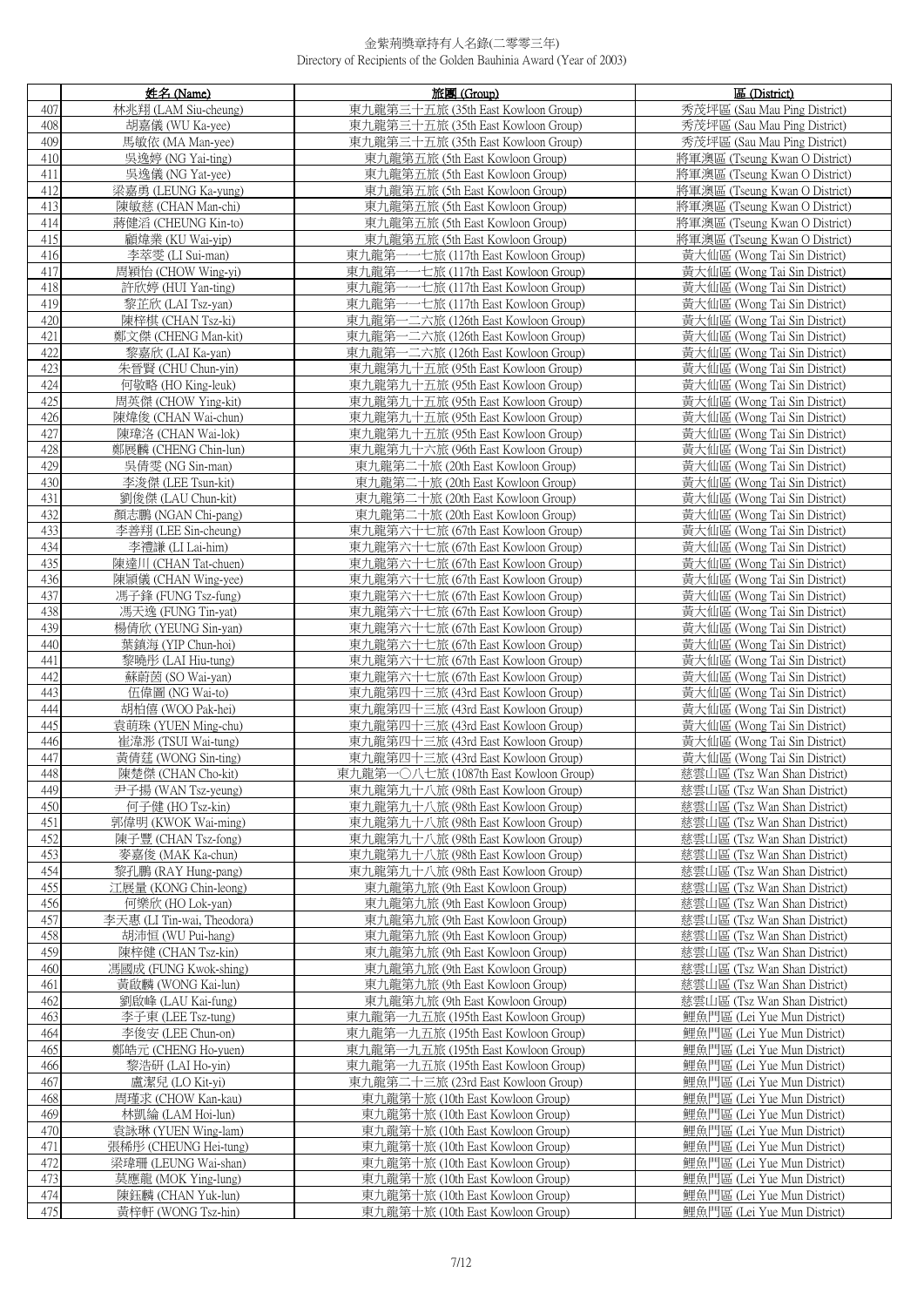# 金紫荊獎章持有人名錄(二零零三年)
Directory of Recipients of the Golden Bauhinia Award (Year of 2003)

| | 姓名 (Name) | 旅團 (Group) | 區 (District) |
|---|---|---|---|
| 407 | 林兆翔 (LAM Siu-cheung) | 東九龍第三十五旅 (35th East Kowloon Group) | 秀茂坪區 (Sau Mau Ping District) |
| 408 | 胡嘉儀 (WU Ka-yee) | 東九龍第三十五旅 (35th East Kowloon Group) | 秀茂坪區 (Sau Mau Ping District) |
| 409 | 馬敏依 (MA Man-yee) | 東九龍第三十五旅 (35th East Kowloon Group) | 秀茂坪區 (Sau Mau Ping District) |
| 410 | 吳逸婷 (NG Yai-ting) | 東九龍第五旅 (5th East Kowloon Group) | 將軍澳區 (Tseung Kwan O District) |
| 411 | 吳逸儀 (NG Yat-yee) | 東九龍第五旅 (5th East Kowloon Group) | 將軍澳區 (Tseung Kwan O District) |
| 412 | 梁嘉勇 (LEUNG Ka-yung) | 東九龍第五旅 (5th East Kowloon Group) | 將軍澳區 (Tseung Kwan O District) |
| 413 | 陳敏慈 (CHAN Man-chi) | 東九龍第五旅 (5th East Kowloon Group) | 將軍澳區 (Tseung Kwan O District) |
| 414 | 蔣健滔 (CHEUNG Kin-to) | 東九龍第五旅 (5th East Kowloon Group) | 將軍澳區 (Tseung Kwan O District) |
| 415 | 顧煒業 (KU Wai-yip) | 東九龍第五旅 (5th East Kowloon Group) | 將軍澳區 (Tseung Kwan O District) |
| 416 | 李萃雯 (LI Sui-man) | 東九龍第一一七旅 (117th East Kowloon Group) | 黃大仙區 (Wong Tai Sin District) |
| 417 | 周穎怡 (CHOW Wing-yi) | 東九龍第一一七旅 (117th East Kowloon Group) | 黃大仙區 (Wong Tai Sin District) |
| 418 | 許欣婷 (HUI Yan-ting) | 東九龍第一一七旅 (117th East Kowloon Group) | 黃大仙區 (Wong Tai Sin District) |
| 419 | 黎芷欣 (LAI Tsz-yan) | 東九龍第一一七旅 (117th East Kowloon Group) | 黃大仙區 (Wong Tai Sin District) |
| 420 | 陳梓棋 (CHAN Tsz-ki) | 東九龍第一二六旅 (126th East Kowloon Group) | 黃大仙區 (Wong Tai Sin District) |
| 421 | 鄭文傑 (CHENG Man-kit) | 東九龍第一二六旅 (126th East Kowloon Group) | 黃大仙區 (Wong Tai Sin District) |
| 422 | 黎嘉欣 (LAI Ka-yan) | 東九龍第一二六旅 (126th East Kowloon Group) | 黃大仙區 (Wong Tai Sin District) |
| 423 | 朱晉賢 (CHU Chun-yin) | 東九龍第九十五旅 (95th East Kowloon Group) | 黃大仙區 (Wong Tai Sin District) |
| 424 | 何敬略 (HO King-leuk) | 東九龍第九十五旅 (95th East Kowloon Group) | 黃大仙區 (Wong Tai Sin District) |
| 425 | 周英傑 (CHOW Ying-kit) | 東九龍第九十五旅 (95th East Kowloon Group) | 黃大仙區 (Wong Tai Sin District) |
| 426 | 陳煒俊 (CHAN Wai-chun) | 東九龍第九十五旅 (95th East Kowloon Group) | 黃大仙區 (Wong Tai Sin District) |
| 427 | 陳瑋洛 (CHAN Wai-lok) | 東九龍第九十五旅 (95th East Kowloon Group) | 黃大仙區 (Wong Tai Sin District) |
| 428 | 鄭展麟 (CHENG Chin-lun) | 東九龍第九十六旅 (96th East Kowloon Group) | 黃大仙區 (Wong Tai Sin District) |
| 429 | 吳倩雯 (NG Sin-man) | 東九龍第二十旅 (20th East Kowloon Group) | 黃大仙區 (Wong Tai Sin District) |
| 430 | 李浚傑 (LEE Tsun-kit) | 東九龍第二十旅 (20th East Kowloon Group) | 黃大仙區 (Wong Tai Sin District) |
| 431 | 劉俊傑 (LAU Chun-kit) | 東九龍第二十旅 (20th East Kowloon Group) | 黃大仙區 (Wong Tai Sin District) |
| 432 | 顏志鵬 (NGAN Chi-pang) | 東九龍第二十旅 (20th East Kowloon Group) | 黃大仙區 (Wong Tai Sin District) |
| 433 | 李善翔 (LEE Sin-cheung) | 東九龍第六十七旅 (67th East Kowloon Group) | 黃大仙區 (Wong Tai Sin District) |
| 434 | 李禮謙 (LI Lai-him) | 東九龍第六十七旅 (67th East Kowloon Group) | 黃大仙區 (Wong Tai Sin District) |
| 435 | 陳達川 (CHAN Tat-chuen) | 東九龍第六十七旅 (67th East Kowloon Group) | 黃大仙區 (Wong Tai Sin District) |
| 436 | 陳穎儀 (CHAN Wing-yee) | 東九龍第六十七旅 (67th East Kowloon Group) | 黃大仙區 (Wong Tai Sin District) |
| 437 | 馮子鋒 (FUNG Tsz-fung) | 東九龍第六十七旅 (67th East Kowloon Group) | 黃大仙區 (Wong Tai Sin District) |
| 438 | 馮天逸 (FUNG Tin-yat) | 東九龍第六十七旅 (67th East Kowloon Group) | 黃大仙區 (Wong Tai Sin District) |
| 439 | 楊倩欣 (YEUNG Sin-yan) | 東九龍第六十七旅 (67th East Kowloon Group) | 黃大仙區 (Wong Tai Sin District) |
| 440 | 葉鎮海 (YIP Chun-hoi) | 東九龍第六十七旅 (67th East Kowloon Group) | 黃大仙區 (Wong Tai Sin District) |
| 441 | 黎曉彤 (LAI Hiu-tung) | 東九龍第六十七旅 (67th East Kowloon Group) | 黃大仙區 (Wong Tai Sin District) |
| 442 | 蘇蔚茵 (SO Wai-yan) | 東九龍第六十七旅 (67th East Kowloon Group) | 黃大仙區 (Wong Tai Sin District) |
| 443 | 伍偉圖 (NG Wai-to) | 東九龍第四十三旅 (43rd East Kowloon Group) | 黃大仙區 (Wong Tai Sin District) |
| 444 | 胡柏僖 (WOO Pak-hei) | 東九龍第四十三旅 (43rd East Kowloon Group) | 黃大仙區 (Wong Tai Sin District) |
| 445 | 袁莳珠 (YUEN Ming-chu) | 東九龍第四十三旅 (43rd East Kowloon Group) | 黃大仙區 (Wong Tai Sin District) |
| 446 | 崔�africa彤 (TSUI Wai-tung) | 東九龍第四十三旅 (43rd East Kowloon Group) | 黃大仙區 (Wong Tai Sin District) |
| 447 | 黃倩莛 (WONG Sin-ting) | 東九龍第四十三旅 (43rd East Kowloon Group) | 黃大仙區 (Wong Tai Sin District) |
| 448 | 陳楚傑 (CHAN Cho-kit) | 東九龍第一〇八七旅 (1087th East Kowloon Group) | 慈雲山區 (Tsz Wan Shan District) |
| 449 | 尹子揚 (WAN Tsz-yeung) | 東九龍第九十八旅 (98th East Kowloon Group) | 慈雲山區 (Tsz Wan Shan District) |
| 450 | 何子健 (HO Tsz-kin) | 東九龍第九十八旅 (98th East Kowloon Group) | 慈雲山區 (Tsz Wan Shan District) |
| 451 | 郭偉明 (KWOK Wai-ming) | 東九龍第九十八旅 (98th East Kowloon Group) | 慈雲山區 (Tsz Wan Shan District) |
| 452 | 陳子豐 (CHAN Tsz-fong) | 東九龍第九十八旅 (98th East Kowloon Group) | 慈雲山區 (Tsz Wan Shan District) |
| 453 | 麥嘉俊 (MAK Ka-chun) | 東九龍第九十八旅 (98th East Kowloon Group) | 慈雲山區 (Tsz Wan Shan District) |
| 454 | 黎孔鵬 (RAY Hung-pang) | 東九龍第九十八旅 (98th East Kowloon Group) | 慈雲山區 (Tsz Wan Shan District) |
| 455 | 江展量 (KONG Chin-leong) | 東九龍第九旅 (9th East Kowloon Group) | 慈雲山區 (Tsz Wan Shan District) |
| 456 | 何樂欣 (HO Lok-yan) | 東九龍第九旅 (9th East Kowloon Group) | 慈雲山區 (Tsz Wan Shan District) |
| 457 | 李天惠 (LI Tin-wai, Theodora) | 東九龍第九旅 (9th East Kowloon Group) | 慈雲山區 (Tsz Wan Shan District) |
| 458 | 胡沛恒 (WU Pui-hang) | 東九龍第九旅 (9th East Kowloon Group) | 慈雲山區 (Tsz Wan Shan District) |
| 459 | 陳梓健 (CHAN Tsz-kin) | 東九龍第九旅 (9th East Kowloon Group) | 慈雲山區 (Tsz Wan Shan District) |
| 460 | 馮國成 (FUNG Kwok-shing) | 東九龍第九旅 (9th East Kowloon Group) | 慈雲山區 (Tsz Wan Shan District) |
| 461 | 黃啟麟 (WONG Kai-lun) | 東九龍第九旅 (9th East Kowloon Group) | 慈雲山區 (Tsz Wan Shan District) |
| 462 | 劉啟峰 (LAU Kai-fung) | 東九龍第九旅 (9th East Kowloon Group) | 慈雲山區 (Tsz Wan Shan District) |
| 463 | 李子東 (LEE Tsz-tung) | 東九龍第一九五旅 (195th East Kowloon Group) | 鯉魚門區 (Lei Yue Mun District) |
| 464 | 李俊安 (LEE Chun-on) | 東九龍第一九五旅 (195th East Kowloon Group) | 鯉魚門區 (Lei Yue Mun District) |
| 465 | 鄭皓元 (CHENG Ho-yuen) | 東九龍第一九五旅 (195th East Kowloon Group) | 鯉魚門區 (Lei Yue Mun District) |
| 466 | 黎浩研 (LAI Ho-yin) | 東九龍第一九五旅 (195th East Kowloon Group) | 鯉魚門區 (Lei Yue Mun District) |
| 467 | 盧潔兒 (LO Kit-yi) | 東九龍第二十三旅 (23rd East Kowloon Group) | 鯉魚門區 (Lei Yue Mun District) |
| 468 | 周瑾求 (CHOW Kan-kau) | 東九龍第十旅 (10th East Kowloon Group) | 鯉魚門區 (Lei Yue Mun District) |
| 469 | 林凱綸 (LAM Hoi-lun) | 東九龍第十旅 (10th East Kowloon Group) | 鯉魚門區 (Lei Yue Mun District) |
| 470 | 袁詠琳 (YUEN Wing-lam) | 東九龍第十旅 (10th East Kowloon Group) | 鯉魚門區 (Lei Yue Mun District) |
| 471 | 張稀彤 (CHEUNG Hei-tung) | 東九龍第十旅 (10th East Kowloon Group) | 鯉魚門區 (Lei Yue Mun District) |
| 472 | 梁瑋珊 (LEUNG Wai-shan) | 東九龍第十旅 (10th East Kowloon Group) | 鯉魚門區 (Lei Yue Mun District) |
| 473 | 莫應龍 (MOK Ying-lung) | 東九龍第十旅 (10th East Kowloon Group) | 鯉魚門區 (Lei Yue Mun District) |
| 474 | 陳鈺麟 (CHAN Yuk-lun) | 東九龍第十旅 (10th East Kowloon Group) | 鯉魚門區 (Lei Yue Mun District) |
| 475 | 黃梓軒 (WONG Tsz-hin) | 東九龍第十旅 (10th East Kowloon Group) | 鯉魚門區 (Lei Yue Mun District) |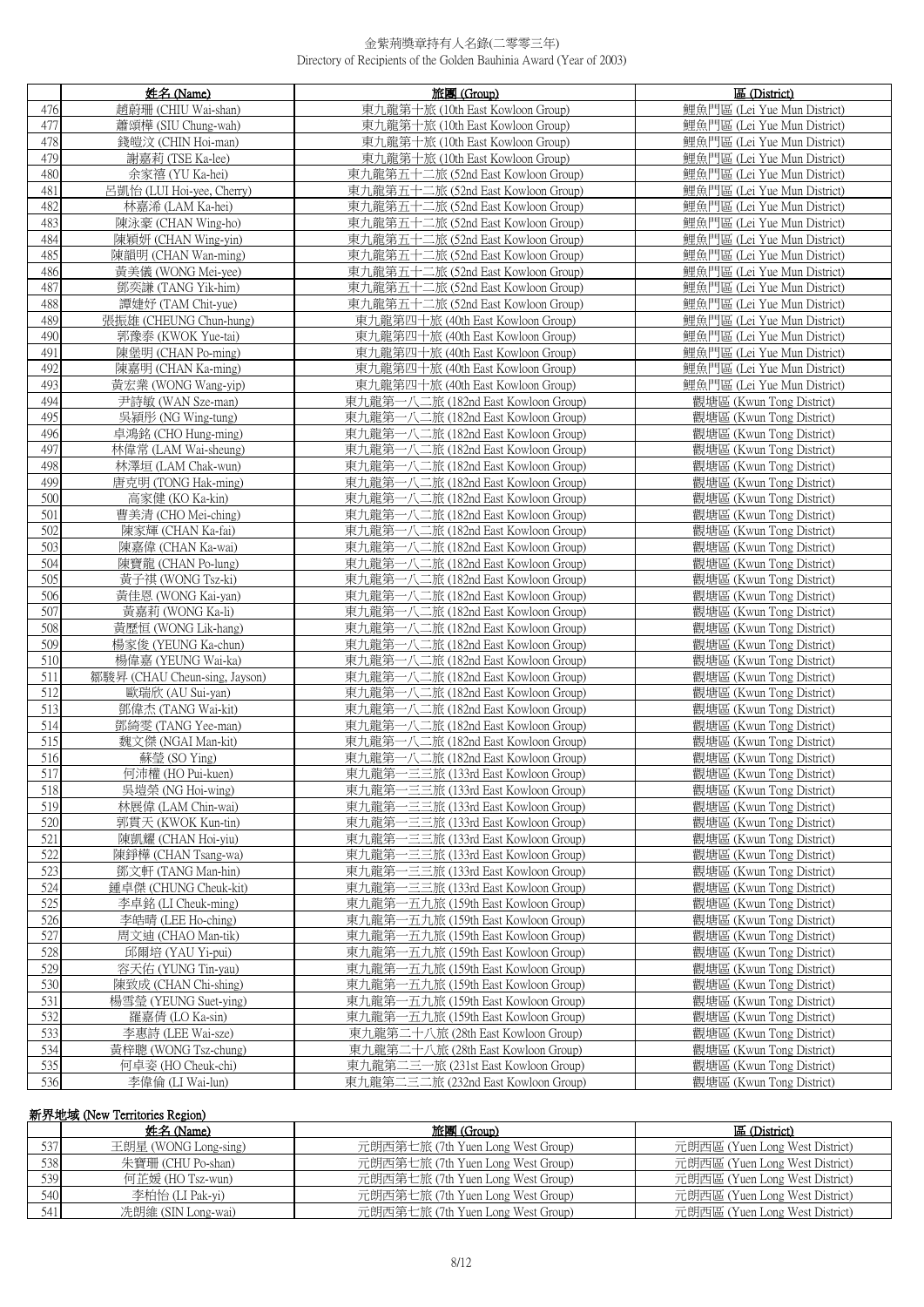金紫荊獎章持有人名錄(二零零三年)
Directory of Recipients of the Golden Bauhinia Award (Year of 2003)

| | 姓名 (Name) | 旅團 (Group) | 區 (District) |
|---|---|---|---|
| 476 | 趙蔚珊 (CHIU Wai-shan) | 東九龍第十旅 (10th East Kowloon Group) | 鯉魚門區 (Lei Yue Mun District) |
| 477 | 蕭頌樺 (SIU Chung-wah) | 東九龍第十旅 (10th East Kowloon Group) | 鯉魚門區 (Lei Yue Mun District) |
| 478 | 錢皚汶 (CHIN Hoi-man) | 東九龍第十旅 (10th East Kowloon Group) | 鯉魚門區 (Lei Yue Mun District) |
| 479 | 謝嘉莉 (TSE Ka-lee) | 東九龍第十旅 (10th East Kowloon Group) | 鯉魚門區 (Lei Yue Mun District) |
| 480 | 余家禧 (YU Ka-hei) | 東九龍第五十二旅 (52nd East Kowloon Group) | 鯉魚門區 (Lei Yue Mun District) |
| 481 | 呂凱怡 (LUI Hoi-yee, Cherry) | 東九龍第五十二旅 (52nd East Kowloon Group) | 鯉魚門區 (Lei Yue Mun District) |
| 482 | 林嘉浠 (LAM Ka-hei) | 東九龍第五十二旅 (52nd East Kowloon Group) | 鯉魚門區 (Lei Yue Mun District) |
| 483 | 陳泳豪 (CHAN Wing-ho) | 東九龍第五十二旅 (52nd East Kowloon Group) | 鯉魚門區 (Lei Yue Mun District) |
| 484 | 陳穎妍 (CHAN Wing-yin) | 東九龍第五十二旅 (52nd East Kowloon Group) | 鯉魚門區 (Lei Yue Mun District) |
| 485 | 陳韻明 (CHAN Wan-ming) | 東九龍第五十二旅 (52nd East Kowloon Group) | 鯉魚門區 (Lei Yue Mun District) |
| 486 | 黃美儀 (WONG Mei-yee) | 東九龍第五十二旅 (52nd East Kowloon Group) | 鯉魚門區 (Lei Yue Mun District) |
| 487 | 鄧奕謙 (TANG Yik-him) | 東九龍第五十二旅 (52nd East Kowloon Group) | 鯉魚門區 (Lei Yue Mun District) |
| 488 | 譚婕妤 (TAM Chit-yue) | 東九龍第五十二旅 (52nd East Kowloon Group) | 鯉魚門區 (Lei Yue Mun District) |
| 489 | 張振雄 (CHEUNG Chun-hung) | 東九龍第四十旅 (40th East Kowloon Group) | 鯉魚門區 (Lei Yue Mun District) |
| 490 | 郭豫泰 (KWOK Yue-tai) | 東九龍第四十旅 (40th East Kowloon Group) | 鯉魚門區 (Lei Yue Mun District) |
| 491 | 陳堡明 (CHAN Po-ming) | 東九龍第四十旅 (40th East Kowloon Group) | 鯉魚門區 (Lei Yue Mun District) |
| 492 | 陳嘉明 (CHAN Ka-ming) | 東九龍第四十旅 (40th East Kowloon Group) | 鯉魚門區 (Lei Yue Mun District) |
| 493 | 黃宏業 (WONG Wang-yip) | 東九龍第四十旅 (40th East Kowloon Group) | 鯉魚門區 (Lei Yue Mun District) |
| 494 | 尹詩敏 (WAN Sze-man) | 東九龍第一八二旅 (182nd East Kowloon Group) | 觀塘區 (Kwun Tong District) |
| 495 | 吳穎彤 (NG Wing-tung) | 東九龍第一八二旅 (182nd East Kowloon Group) | 觀塘區 (Kwun Tong District) |
| 496 | 卓鴻銘 (CHO Hung-ming) | 東九龍第一八二旅 (182nd East Kowloon Group) | 觀塘區 (Kwun Tong District) |
| 497 | 林偉常 (LAM Wai-sheung) | 東九龍第一八二旅 (182nd East Kowloon Group) | 觀塘區 (Kwun Tong District) |
| 498 | 林澤垣 (LAM Chak-wun) | 東九龍第一八二旅 (182nd East Kowloon Group) | 觀塘區 (Kwun Tong District) |
| 499 | 唐克明 (TONG Hak-ming) | 東九龍第一八二旅 (182nd East Kowloon Group) | 觀塘區 (Kwun Tong District) |
| 500 | 高家健 (KO Ka-kin) | 東九龍第一八二旅 (182nd East Kowloon Group) | 觀塘區 (Kwun Tong District) |
| 501 | 曹美清 (CHO Mei-ching) | 東九龍第一八二旅 (182nd East Kowloon Group) | 觀塘區 (Kwun Tong District) |
| 502 | 陳家輝 (CHAN Ka-fai) | 東九龍第一八二旅 (182nd East Kowloon Group) | 觀塘區 (Kwun Tong District) |
| 503 | 陳嘉偉 (CHAN Ka-wai) | 東九龍第一八二旅 (182nd East Kowloon Group) | 觀塘區 (Kwun Tong District) |
| 504 | 陳寶龍 (CHAN Po-lung) | 東九龍第一八二旅 (182nd East Kowloon Group) | 觀塘區 (Kwun Tong District) |
| 505 | 黃子祺 (WONG Tsz-ki) | 東九龍第一八二旅 (182nd East Kowloon Group) | 觀塘區 (Kwun Tong District) |
| 506 | 黃佳恩 (WONG Kai-yan) | 東九龍第一八二旅 (182nd East Kowloon Group) | 觀塘區 (Kwun Tong District) |
| 507 | 黃嘉莉 (WONG Ka-li) | 東九龍第一八二旅 (182nd East Kowloon Group) | 觀塘區 (Kwun Tong District) |
| 508 | 黃歷恒 (WONG Lik-hang) | 東九龍第一八二旅 (182nd East Kowloon Group) | 觀塘區 (Kwun Tong District) |
| 509 | 楊家俊 (YEUNG Ka-chun) | 東九龍第一八二旅 (182nd East Kowloon Group) | 觀塘區 (Kwun Tong District) |
| 510 | 楊偉嘉 (YEUNG Wai-ka) | 東九龍第一八二旅 (182nd East Kowloon Group) | 觀塘區 (Kwun Tong District) |
| 511 | 鄒駿昇 (CHAU Cheun-sing, Jayson) | 東九龍第一八二旅 (182nd East Kowloon Group) | 觀塘區 (Kwun Tong District) |
| 512 | 歐瑞欣 (AU Sui-yan) | 東九龍第一八二旅 (182nd East Kowloon Group) | 觀塘區 (Kwun Tong District) |
| 513 | 鄧偉杰 (TANG Wai-kit) | 東九龍第一八二旅 (182nd East Kowloon Group) | 觀塘區 (Kwun Tong District) |
| 514 | 鄧綺雯 (TANG Yee-man) | 東九龍第一八二旅 (182nd East Kowloon Group) | 觀塘區 (Kwun Tong District) |
| 515 | 魏文傑 (NGAI Man-kit) | 東九龍第一八二旅 (182nd East Kowloon Group) | 觀塘區 (Kwun Tong District) |
| 516 | 蘇瑩 (SO Ying) | 東九龍第一八二旅 (182nd East Kowloon Group) | 觀塘區 (Kwun Tong District) |
| 517 | 何沛權 (HO Pui-kuen) | 東九龍第一三三旅 (133rd East Kowloon Group) | 觀塘區 (Kwun Tong District) |
| 518 | 吳塏榮 (NG Hoi-wing) | 東九龍第一三三旅 (133rd East Kowloon Group) | 觀塘區 (Kwun Tong District) |
| 519 | 林展偉 (LAM Chin-wai) | 東九龍第一三三旅 (133rd East Kowloon Group) | 觀塘區 (Kwun Tong District) |
| 520 | 郭貫天 (KWOK Kun-tin) | 東九龍第一三三旅 (133rd East Kowloon Group) | 觀塘區 (Kwun Tong District) |
| 521 | 陳凱耀 (CHAN Hoi-yiu) | 東九龍第一三三旅 (133rd East Kowloon Group) | 觀塘區 (Kwun Tong District) |
| 522 | 陳錚樺 (CHAN Tsang-wa) | 東九龍第一三三旅 (133rd East Kowloon Group) | 觀塘區 (Kwun Tong District) |
| 523 | 鄧文軒 (TANG Man-hin) | 東九龍第一三三旅 (133rd East Kowloon Group) | 觀塘區 (Kwun Tong District) |
| 524 | 鍾卓傑 (CHUNG Cheuk-kit) | 東九龍第一三三旅 (133rd East Kowloon Group) | 觀塘區 (Kwun Tong District) |
| 525 | 李卓銘 (LI Cheuk-ming) | 東九龍第一五九旅 (159th East Kowloon Group) | 觀塘區 (Kwun Tong District) |
| 526 | 李皓晴 (LEE Ho-ching) | 東九龍第一五九旅 (159th East Kowloon Group) | 觀塘區 (Kwun Tong District) |
| 527 | 周文迪 (CHAO Man-tik) | 東九龍第一五九旅 (159th East Kowloon Group) | 觀塘區 (Kwun Tong District) |
| 528 | 邱爾培 (YAU Yi-pui) | 東九龍第一五九旅 (159th East Kowloon Group) | 觀塘區 (Kwun Tong District) |
| 529 | 容天佑 (YUNG Tin-yau) | 東九龍第一五九旅 (159th East Kowloon Group) | 觀塘區 (Kwun Tong District) |
| 530 | 陳致成 (CHAN Chi-shing) | 東九龍第一五九旅 (159th East Kowloon Group) | 觀塘區 (Kwun Tong District) |
| 531 | 楊雪瑩 (YEUNG Suet-ying) | 東九龍第一五九旅 (159th East Kowloon Group) | 觀塘區 (Kwun Tong District) |
| 532 | 羅嘉倩 (LO Ka-sin) | 東九龍第一五九旅 (159th East Kowloon Group) | 觀塘區 (Kwun Tong District) |
| 533 | 李惠詩 (LEE Wai-sze) | 東九龍第二十八旅 (28th East Kowloon Group) | 觀塘區 (Kwun Tong District) |
| 534 | 黃梓聰 (WONG Tsz-chung) | 東九龍第二十八旅 (28th East Kowloon Group) | 觀塘區 (Kwun Tong District) |
| 535 | 何卓姿 (HO Cheuk-chi) | 東九龍第二三一旅 (231st East Kowloon Group) | 觀塘區 (Kwun Tong District) |
| 536 | 李偉倫 (LI Wai-lun) | 東九龍第二三二旅 (232nd East Kowloon Group) | 觀塘區 (Kwun Tong District) |

**新界地域 (New Territories Region)**

| | 姓名 (Name) | 旅團 (Group) | 區 (District) |
|---|---|---|---|
| 537 | 王朗星 (WONG Long-sing) | 元朗西第七旅 (7th Yuen Long West Group) | 元朗西區 (Yuen Long West District) |
| 538 | 朱寶珊 (CHU Po-shan) | 元朗西第七旅 (7th Yuen Long West Group) | 元朗西區 (Yuen Long West District) |
| 539 | 何芷媛 (HO Tsz-wun) | 元朗西第七旅 (7th Yuen Long West Group) | 元朗西區 (Yuen Long West District) |
| 540 | 李柏怡 (LI Pak-yi) | 元朗西第七旅 (7th Yuen Long West Group) | 元朗西區 (Yuen Long West District) |
| 541 | 冼朗維 (SIN Long-wai) | 元朗西第七旅 (7th Yuen Long West Group) | 元朗西區 (Yuen Long West District) |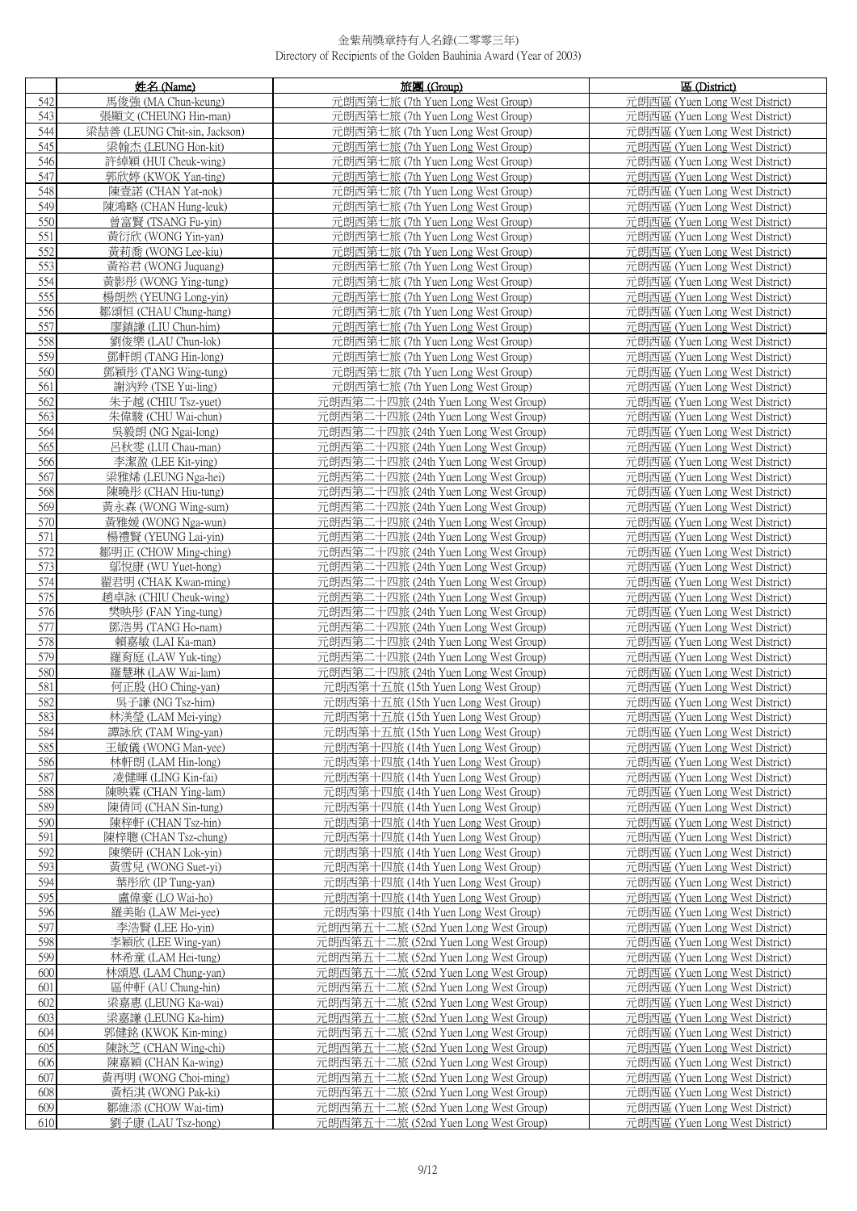金紫荊獎章持有人名錄(二零零三年)
Directory of Recipients of the Golden Bauhinia Award (Year of 2003)

| | 姓名 (Name) | 旅團 (Group) | 區 (District) |
|---|---|---|---|
| 542 | 馬俊強 (MA Chun-keung) | 元朗西第七旅 (7th Yuen Long West Group) | 元朗西區 (Yuen Long West District) |
| 543 | 張顯文 (CHEUNG Hin-man) | 元朗西第七旅 (7th Yuen Long West Group) | 元朗西區 (Yuen Long West District) |
| 544 | 梁喆善 (LEUNG Chit-sin, Jackson) | 元朗西第七旅 (7th Yuen Long West Group) | 元朗西區 (Yuen Long West District) |
| 545 | 梁翰杰 (LEUNG Hon-kit) | 元朗西第七旅 (7th Yuen Long West Group) | 元朗西區 (Yuen Long West District) |
| 546 | 許綽穎 (HUI Cheuk-wing) | 元朗西第七旅 (7th Yuen Long West Group) | 元朗西區 (Yuen Long West District) |
| 547 | 郭欣婷 (KWOK Yan-ting) | 元朗西第七旅 (7th Yuen Long West Group) | 元朗西區 (Yuen Long West District) |
| 548 | 陳壹諾 (CHAN Yat-nok) | 元朗西第七旅 (7th Yuen Long West Group) | 元朗西區 (Yuen Long West District) |
| 549 | 陳鴻略 (CHAN Hung-leuk) | 元朗西第七旅 (7th Yuen Long West Group) | 元朗西區 (Yuen Long West District) |
| 550 | 曾富賢 (TSANG Fu-yin) | 元朗西第七旅 (7th Yuen Long West Group) | 元朗西區 (Yuen Long West District) |
| 551 | 黃衍欣 (WONG Yin-yan) | 元朗西第七旅 (7th Yuen Long West Group) | 元朗西區 (Yuen Long West District) |
| 552 | 黃莉喬 (WONG Lee-kiu) | 元朗西第七旅 (7th Yuen Long West Group) | 元朗西區 (Yuen Long West District) |
| 553 | 黃裕君 (WONG Juquang) | 元朗西第七旅 (7th Yuen Long West Group) | 元朗西區 (Yuen Long West District) |
| 554 | 黃影彤 (WONG Ying-tung) | 元朗西第七旅 (7th Yuen Long West Group) | 元朗西區 (Yuen Long West District) |
| 555 | 楊朗然 (YEUNG Long-yin) | 元朗西第七旅 (7th Yuen Long West Group) | 元朗西區 (Yuen Long West District) |
| 556 | 鄒頌恒 (CHAU Chung-hang) | 元朗西第七旅 (7th Yuen Long West Group) | 元朗西區 (Yuen Long West District) |
| 557 | 廖鎮謙 (LIU Chun-him) | 元朗西第七旅 (7th Yuen Long West Group) | 元朗西區 (Yuen Long West District) |
| 558 | 劉俊樂 (LAU Chun-lok) | 元朗西第七旅 (7th Yuen Long West Group) | 元朗西區 (Yuen Long West District) |
| 559 | 鄧軒朗 (TANG Hin-long) | 元朗西第七旅 (7th Yuen Long West Group) | 元朗西區 (Yuen Long West District) |
| 560 | 鄧穎彤 (TANG Wing-tung) | 元朗西第七旅 (7th Yuen Long West Group) | 元朗西區 (Yuen Long West District) |
| 561 | 謝汭羚 (TSE Yui-ling) | 元朗西第七旅 (7th Yuen Long West Group) | 元朗西區 (Yuen Long West District) |
| 562 | 朱子越 (CHIU Tsz-yuet) | 元朗西第二十四旅 (24th Yuen Long West Group) | 元朗西區 (Yuen Long West District) |
| 563 | 朱偉駿 (CHU Wai-chun) | 元朗西第二十四旅 (24th Yuen Long West Group) | 元朗西區 (Yuen Long West District) |
| 564 | 吳毅朗 (NG Ngai-long) | 元朗西第二十四旅 (24th Yuen Long West Group) | 元朗西區 (Yuen Long West District) |
| 565 | 呂秋雯 (LUI Chau-man) | 元朗西第二十四旅 (24th Yuen Long West Group) | 元朗西區 (Yuen Long West District) |
| 566 | 李潔盈 (LEE Kit-ying) | 元朗西第二十四旅 (24th Yuen Long West Group) | 元朗西區 (Yuen Long West District) |
| 567 | 梁雅烯 (LEUNG Nga-hei) | 元朗西第二十四旅 (24th Yuen Long West Group) | 元朗西區 (Yuen Long West District) |
| 568 | 陳曉彤 (CHAN Hiu-tung) | 元朗西第二十四旅 (24th Yuen Long West Group) | 元朗西區 (Yuen Long West District) |
| 569 | 黃永森 (WONG Wing-sum) | 元朗西第二十四旅 (24th Yuen Long West Group) | 元朗西區 (Yuen Long West District) |
| 570 | 黃雅媛 (WONG Nga-wun) | 元朗西第二十四旅 (24th Yuen Long West Group) | 元朗西區 (Yuen Long West District) |
| 571 | 楊禮賢 (YEUNG Lai-yin) | 元朗西第二十四旅 (24th Yuen Long West Group) | 元朗西區 (Yuen Long West District) |
| 572 | 鄒明正 (CHOW Ming-ching) | 元朗西第二十四旅 (24th Yuen Long West Group) | 元朗西區 (Yuen Long West District) |
| 573 | 鄔悅康 (WU Yuet-hong) | 元朗西第二十四旅 (24th Yuen Long West Group) | 元朗西區 (Yuen Long West District) |
| 574 | 翟君明 (CHAK Kwan-ming) | 元朗西第二十四旅 (24th Yuen Long West Group) | 元朗西區 (Yuen Long West District) |
| 575 | 趙卓詠 (CHIU Cheuk-wing) | 元朗西第二十四旅 (24th Yuen Long West Group) | 元朗西區 (Yuen Long West District) |
| 576 | 樊映彤 (FAN Ying-tung) | 元朗西第二十四旅 (24th Yuen Long West Group) | 元朗西區 (Yuen Long West District) |
| 577 | 鄧浩男 (TANG Ho-nam) | 元朗西第二十四旅 (24th Yuen Long West Group) | 元朗西區 (Yuen Long West District) |
| 578 | 賴嘉敏 (LAI Ka-man) | 元朗西第二十四旅 (24th Yuen Long West Group) | 元朗西區 (Yuen Long West District) |
| 579 | 羅育庭 (LAW Yuk-ting) | 元朗西第二十四旅 (24th Yuen Long West Group) | 元朗西區 (Yuen Long West District) |
| 580 | 羅慧琳 (LAW Wai-lam) | 元朗西第二十四旅 (24th Yuen Long West Group) | 元朗西區 (Yuen Long West District) |
| 581 | 何正殷 (HO Ching-yan) | 元朗西第十五旅 (15th Yuen Long West Group) | 元朗西區 (Yuen Long West District) |
| 582 | 吳子謙 (NG Tsz-him) | 元朗西第十五旅 (15th Yuen Long West Group) | 元朗西區 (Yuen Long West District) |
| 583 | 林渼瑩 (LAM Mei-ying) | 元朗西第十五旅 (15th Yuen Long West Group) | 元朗西區 (Yuen Long West District) |
| 584 | 譚詠欣 (TAM Wing-yan) | 元朗西第十五旅 (15th Yuen Long West Group) | 元朗西區 (Yuen Long West District) |
| 585 | 王敏儀 (WONG Man-yee) | 元朗西第十四旅 (14th Yuen Long West Group) | 元朗西區 (Yuen Long West District) |
| 586 | 林軒朗 (LAM Hin-long) | 元朗西第十四旅 (14th Yuen Long West Group) | 元朗西區 (Yuen Long West District) |
| 587 | 凌健暉 (LING Kin-fai) | 元朗西第十四旅 (14th Yuen Long West Group) | 元朗西區 (Yuen Long West District) |
| 588 | 陳映霖 (CHAN Ying-lam) | 元朗西第十四旅 (14th Yuen Long West Group) | 元朗西區 (Yuen Long West District) |
| 589 | 陳倩同 (CHAN Sin-tung) | 元朗西第十四旅 (14th Yuen Long West Group) | 元朗西區 (Yuen Long West District) |
| 590 | 陳梓軒 (CHAN Tsz-hin) | 元朗西第十四旅 (14th Yuen Long West Group) | 元朗西區 (Yuen Long West District) |
| 591 | 陳梓聰 (CHAN Tsz-chung) | 元朗西第十四旅 (14th Yuen Long West Group) | 元朗西區 (Yuen Long West District) |
| 592 | 陳樂研 (CHAN Lok-yin) | 元朗西第十四旅 (14th Yuen Long West Group) | 元朗西區 (Yuen Long West District) |
| 593 | 黃雪兒 (WONG Suet-yi) | 元朗西第十四旅 (14th Yuen Long West Group) | 元朗西區 (Yuen Long West District) |
| 594 | 葉彤欣 (IP Tung-yan) | 元朗西第十四旅 (14th Yuen Long West Group) | 元朗西區 (Yuen Long West District) |
| 595 | 盧偉豪 (LO Wai-ho) | 元朗西第十四旅 (14th Yuen Long West Group) | 元朗西區 (Yuen Long West District) |
| 596 | 羅美貽 (LAW Mei-yee) | 元朗西第十四旅 (14th Yuen Long West Group) | 元朗西區 (Yuen Long West District) |
| 597 | 李浩賢 (LEE Ho-yin) | 元朗西第五十二旅 (52nd Yuen Long West Group) | 元朗西區 (Yuen Long West District) |
| 598 | 李穎欣 (LEE Wing-yan) | 元朗西第五十二旅 (52nd Yuen Long West Group) | 元朗西區 (Yuen Long West District) |
| 599 | 林希童 (LAM Hei-tung) | 元朗西第五十二旅 (52nd Yuen Long West Group) | 元朗西區 (Yuen Long West District) |
| 600 | 林頌恩 (LAM Chung-yan) | 元朗西第五十二旅 (52nd Yuen Long West Group) | 元朗西區 (Yuen Long West District) |
| 601 | 區仲軒 (AU Chung-hin) | 元朗西第五十二旅 (52nd Yuen Long West Group) | 元朗西區 (Yuen Long West District) |
| 602 | 梁嘉惠 (LEUNG Ka-wai) | 元朗西第五十二旅 (52nd Yuen Long West Group) | 元朗西區 (Yuen Long West District) |
| 603 | 梁嘉謙 (LEUNG Ka-him) | 元朗西第五十二旅 (52nd Yuen Long West Group) | 元朗西區 (Yuen Long West District) |
| 604 | 郭健銘 (KWOK Kin-ming) | 元朗西第五十二旅 (52nd Yuen Long West Group) | 元朗西區 (Yuen Long West District) |
| 605 | 陳詠芝 (CHAN Wing-chi) | 元朗西第五十二旅 (52nd Yuen Long West Group) | 元朗西區 (Yuen Long West District) |
| 606 | 陳嘉穎 (CHAN Ka-wing) | 元朗西第五十二旅 (52nd Yuen Long West Group) | 元朗西區 (Yuen Long West District) |
| 607 | 黃再明 (WONG Choi-ming) | 元朗西第五十二旅 (52nd Yuen Long West Group) | 元朗西區 (Yuen Long West District) |
| 608 | 黃栢淇 (WONG Pak-ki) | 元朗西第五十二旅 (52nd Yuen Long West Group) | 元朗西區 (Yuen Long West District) |
| 609 | 鄒維添 (CHOW Wai-tim) | 元朗西第五十二旅 (52nd Yuen Long West Group) | 元朗西區 (Yuen Long West District) |
| 610 | 劉子康 (LAU Tsz-hong) | 元朗西第五十二旅 (52nd Yuen Long West Group) | 元朗西區 (Yuen Long West District) |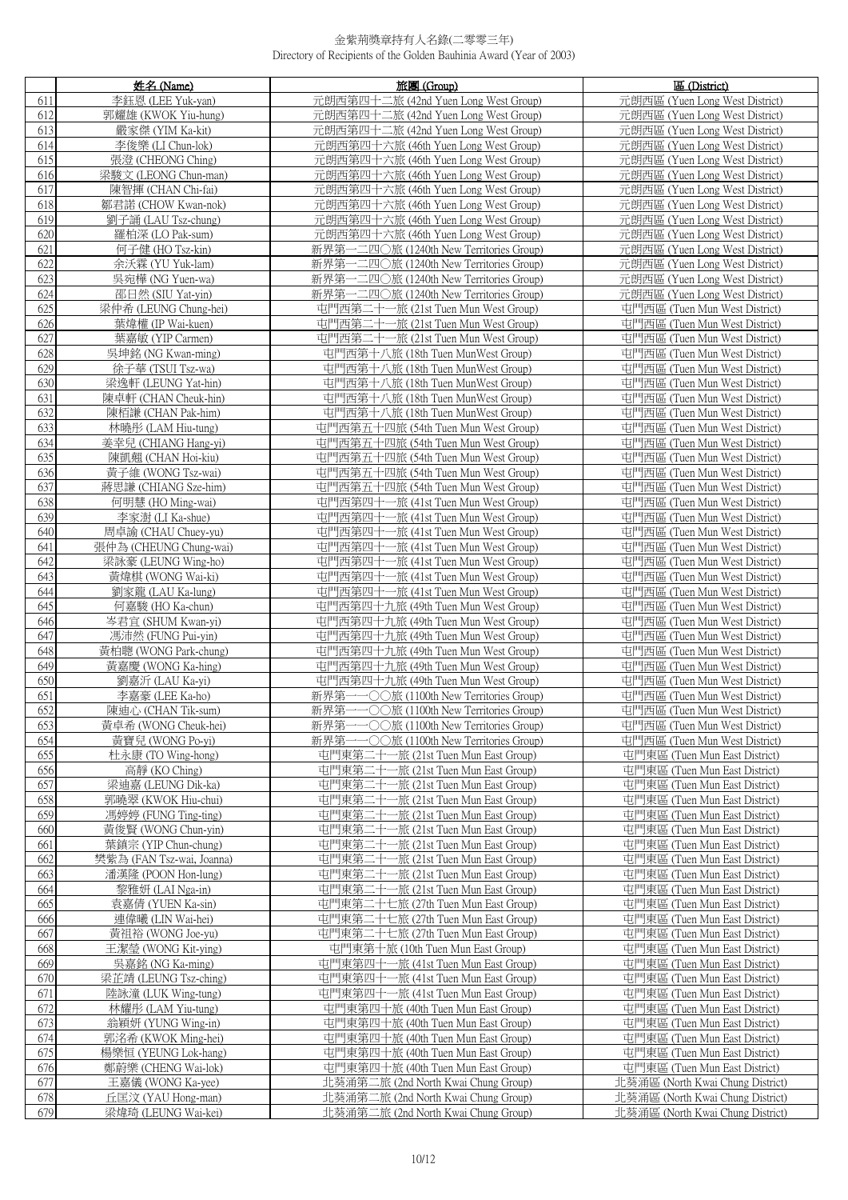金紫荊獎章持有人名錄(二零零三年)
Directory of Recipients of the Golden Bauhinia Award (Year of 2003)

| | 姓名 (Name) | 旅團 (Group) | 區 (District) |
|---|---|---|---|
| 611 | 李鈺恩 (LEE Yuk-yan) | 元朗西第四十二旅 (42nd Yuen Long West Group) | 元朗西區 (Yuen Long West District) |
| 612 | 郭耀雄 (KWOK Yiu-hung) | 元朗西第四十二旅 (42nd Yuen Long West Group) | 元朗西區 (Yuen Long West District) |
| 613 | 嚴家傑 (YIM Ka-kit) | 元朗西第四十二旅 (42nd Yuen Long West Group) | 元朗西區 (Yuen Long West District) |
| 614 | 李俊樂 (LI Chun-lok) | 元朗西第四十六旅 (46th Yuen Long West Group) | 元朗西區 (Yuen Long West District) |
| 615 | 張澄 (CHEONG Ching) | 元朗西第四十六旅 (46th Yuen Long West Group) | 元朗西區 (Yuen Long West District) |
| 616 | 梁駿文 (LEONG Chun-man) | 元朗西第四十六旅 (46th Yuen Long West Group) | 元朗西區 (Yuen Long West District) |
| 617 | 陳智揮 (CHAN Chi-fai) | 元朗西第四十六旅 (46th Yuen Long West Group) | 元朗西區 (Yuen Long West District) |
| 618 | 鄒君諾 (CHOW Kwan-nok) | 元朗西第四十六旅 (46th Yuen Long West Group) | 元朗西區 (Yuen Long West District) |
| 619 | 劉子誦 (LAU Tsz-chung) | 元朗西第四十六旅 (46th Yuen Long West Group) | 元朗西區 (Yuen Long West District) |
| 620 | 羅柏深 (LO Pak-sum) | 元朗西第四十六旅 (46th Yuen Long West Group) | 元朗西區 (Yuen Long West District) |
| 621 | 何子健 (HO Tsz-kin) | 新界第一二四〇旅 (1240th New Territories Group) | 元朗西區 (Yuen Long West District) |
| 622 | 余沃霖 (YU Yuk-lam) | 新界第一二四〇旅 (1240th New Territories Group) | 元朗西區 (Yuen Long West District) |
| 623 | 吳宛樺 (NG Yuen-wa) | 新界第一二四〇旅 (1240th New Territories Group) | 元朗西區 (Yuen Long West District) |
| 624 | 邵日然 (SIU Yat-yin) | 新界第一二四〇旅 (1240th New Territories Group) | 元朗西區 (Yuen Long West District) |
| 625 | 梁仲希 (LEUNG Chung-hei) | 屯門西第二十一旅 (21st Tuen Mun West Group) | 屯門西區 (Tuen Mun West District) |
| 626 | 葉煒權 (IP Wai-kuen) | 屯門西第二十一旅 (21st Tuen Mun West Group) | 屯門西區 (Tuen Mun West District) |
| 627 | 葉嘉敏 (YIP Carmen) | 屯門西第二十一旅 (21st Tuen Mun West Group) | 屯門西區 (Tuen Mun West District) |
| 628 | 吳坤銘 (NG Kwan-ming) | 屯門西第十八旅 (18th Tuen MunWest Group) | 屯門西區 (Tuen Mun West District) |
| 629 | 徐子華 (TSUI Tsz-wa) | 屯門西第十八旅 (18th Tuen MunWest Group) | 屯門西區 (Tuen Mun West District) |
| 630 | 梁逸軒 (LEUNG Yat-hin) | 屯門西第十八旅 (18th Tuen MunWest Group) | 屯門西區 (Tuen Mun West District) |
| 631 | 陳卓軒 (CHAN Cheuk-hin) | 屯門西第十八旅 (18th Tuen MunWest Group) | 屯門西區 (Tuen Mun West District) |
| 632 | 陳栢謙 (CHAN Pak-him) | 屯門西第十八旅 (18th Tuen MunWest Group) | 屯門西區 (Tuen Mun West District) |
| 633 | 林曉彤 (LAM Hiu-tung) | 屯門西第五十四旅 (54th Tuen Mun West Group) | 屯門西區 (Tuen Mun West District) |
| 634 | 姜幸兒 (CHIANG Hang-yi) | 屯門西第五十四旅 (54th Tuen Mun West Group) | 屯門西區 (Tuen Mun West District) |
| 635 | 陳凱翹 (CHAN Hoi-kiu) | 屯門西第五十四旅 (54th Tuen Mun West Group) | 屯門西區 (Tuen Mun West District) |
| 636 | 黃子維 (WONG Tsz-wai) | 屯門西第五十四旅 (54th Tuen Mun West Group) | 屯門西區 (Tuen Mun West District) |
| 637 | 蔣思謙 (CHIANG Sze-him) | 屯門西第五十四旅 (54th Tuen Mun West Group) | 屯門西區 (Tuen Mun West District) |
| 638 | 何明慧 (HO Ming-wai) | 屯門西第四十一旅 (41st Tuen Mun West Group) | 屯門西區 (Tuen Mun West District) |
| 639 | 李家澍 (LI Ka-shue) | 屯門西第四十一旅 (41st Tuen Mun West Group) | 屯門西區 (Tuen Mun West District) |
| 640 | 周卓諭 (CHAU Chuey-yu) | 屯門西第四十一旅 (41st Tuen Mun West Group) | 屯門西區 (Tuen Mun West District) |
| 641 | 張仲為 (CHEUNG Chung-wai) | 屯門西第四十一旅 (41st Tuen Mun West Group) | 屯門西區 (Tuen Mun West District) |
| 642 | 梁詠豪 (LEUNG Wing-ho) | 屯門西第四十一旅 (41st Tuen Mun West Group) | 屯門西區 (Tuen Mun West District) |
| 643 | 黃煒棋 (WONG Wai-ki) | 屯門西第四十一旅 (41st Tuen Mun West Group) | 屯門西區 (Tuen Mun West District) |
| 644 | 劉家龍 (LAU Ka-lung) | 屯門西第四十一旅 (41st Tuen Mun West Group) | 屯門西區 (Tuen Mun West District) |
| 645 | 何嘉駿 (HO Ka-chun) | 屯門西第四十九旅 (49th Tuen Mun West Group) | 屯門西區 (Tuen Mun West District) |
| 646 | 岑君宜 (SHUM Kwan-yi) | 屯門西第四十九旅 (49th Tuen Mun West Group) | 屯門西區 (Tuen Mun West District) |
| 647 | 馮沛然 (FUNG Pui-yin) | 屯門西第四十九旅 (49th Tuen Mun West Group) | 屯門西區 (Tuen Mun West District) |
| 648 | 黃柏聰 (WONG Park-chung) | 屯門西第四十九旅 (49th Tuen Mun West Group) | 屯門西區 (Tuen Mun West District) |
| 649 | 黃嘉慶 (WONG Ka-hing) | 屯門西第四十九旅 (49th Tuen Mun West Group) | 屯門西區 (Tuen Mun West District) |
| 650 | 劉嘉沂 (LAU Ka-yi) | 屯門西第四十九旅 (49th Tuen Mun West Group) | 屯門西區 (Tuen Mun West District) |
| 651 | 李嘉豪 (LEE Ka-ho) | 新界第一一〇〇旅 (1100th New Territories Group) | 屯門西區 (Tuen Mun West District) |
| 652 | 陳廸心 (CHAN Tik-sum) | 新界第一一〇〇旅 (1100th New Territories Group) | 屯門西區 (Tuen Mun West District) |
| 653 | 黃卓希 (WONG Cheuk-hei) | 新界第一一〇〇旅 (1100th New Territories Group) | 屯門西區 (Tuen Mun West District) |
| 654 | 黃寶兒 (WONG Po-yi) | 新界第一一〇〇旅 (1100th New Territories Group) | 屯門西區 (Tuen Mun West District) |
| 655 | 杜永康 (TO Wing-hong) | 屯門東第二十一旅 (21st Tuen Mun East Group) | 屯門東區 (Tuen Mun East District) |
| 656 | 高靜 (KO Ching) | 屯門東第二十一旅 (21st Tuen Mun East Group) | 屯門東區 (Tuen Mun East District) |
| 657 | 梁廸嘉 (LEUNG Dik-ka) | 屯門東第二十一旅 (21st Tuen Mun East Group) | 屯門東區 (Tuen Mun East District) |
| 658 | 郭曉翠 (KWOK Hiu-chui) | 屯門東第二十一旅 (21st Tuen Mun East Group) | 屯門東區 (Tuen Mun East District) |
| 659 | 馮婷婷 (FUNG Ting-ting) | 屯門東第二十一旅 (21st Tuen Mun East Group) | 屯門東區 (Tuen Mun East District) |
| 660 | 黃俊賢 (WONG Chun-yin) | 屯門東第二十一旅 (21st Tuen Mun East Group) | 屯門東區 (Tuen Mun East District) |
| 661 | 葉鎮宗 (YIP Chun-chung) | 屯門東第二十一旅 (21st Tuen Mun East Group) | 屯門東區 (Tuen Mun East District) |
| 662 | 樊紫為 (FAN Tsz-wai, Joanna) | 屯門東第二十一旅 (21st Tuen Mun East Group) | 屯門東區 (Tuen Mun East District) |
| 663 | 潘漢隆 (POON Hon-lung) | 屯門東第二十一旅 (21st Tuen Mun East Group) | 屯門東區 (Tuen Mun East District) |
| 664 | 黎雅妍 (LAI Nga-in) | 屯門東第二十一旅 (21st Tuen Mun East Group) | 屯門東區 (Tuen Mun East District) |
| 665 | 袁嘉倩 (YUEN Ka-sin) | 屯門東第二十七旅 (27th Tuen Mun East Group) | 屯門東區 (Tuen Mun East District) |
| 666 | 連偉曦 (LIN Wai-hei) | 屯門東第二十七旅 (27th Tuen Mun East Group) | 屯門東區 (Tuen Mun East District) |
| 667 | 黃祖裕 (WONG Joe-yu) | 屯門東第二十七旅 (27th Tuen Mun East Group) | 屯門東區 (Tuen Mun East District) |
| 668 | 王潔瑩 (WONG Kit-ying) | 屯門東第十旅 (10th Tuen Mun East Group) | 屯門東區 (Tuen Mun East District) |
| 669 | 吳嘉銘 (NG Ka-ming) | 屯門東第四十一旅 (41st Tuen Mun East Group) | 屯門東區 (Tuen Mun East District) |
| 670 | 梁芷靖 (LEUNG Tsz-ching) | 屯門東第四十一旅 (41st Tuen Mun East Group) | 屯門東區 (Tuen Mun East District) |
| 671 | 陸詠潼 (LUK Wing-tung) | 屯門東第四十一旅 (41st Tuen Mun East Group) | 屯門東區 (Tuen Mun East District) |
| 672 | 林耀彤 (LAM Yiu-tung) | 屯門東第四十旅 (40th Tuen Mun East Group) | 屯門東區 (Tuen Mun East District) |
| 673 | 翁穎妍 (YUNG Wing-in) | 屯門東第四十旅 (40th Tuen Mun East Group) | 屯門東區 (Tuen Mun East District) |
| 674 | 郭洺希 (KWOK Ming-hei) | 屯門東第四十旅 (40th Tuen Mun East Group) | 屯門東區 (Tuen Mun East District) |
| 675 | 楊樂恒 (YEUNG Lok-hang) | 屯門東第四十旅 (40th Tuen Mun East Group) | 屯門東區 (Tuen Mun East District) |
| 676 | 鄭蔚樂 (CHENG Wai-lok) | 屯門東第四十旅 (40th Tuen Mun East Group) | 屯門東區 (Tuen Mun East District) |
| 677 | 王嘉儀 (WONG Ka-yee) | 北葵涌第二旅 (2nd North Kwai Chung Group) | 北葵涌區 (North Kwai Chung District) |
| 678 | 丘匡汶 (YAU Hong-man) | 北葵涌第二旅 (2nd North Kwai Chung Group) | 北葵涌區 (North Kwai Chung District) |
| 679 | 梁煒琦 (LEUNG Wai-kei) | 北葵涌第二旅 (2nd North Kwai Chung Group) | 北葵涌區 (North Kwai Chung District) |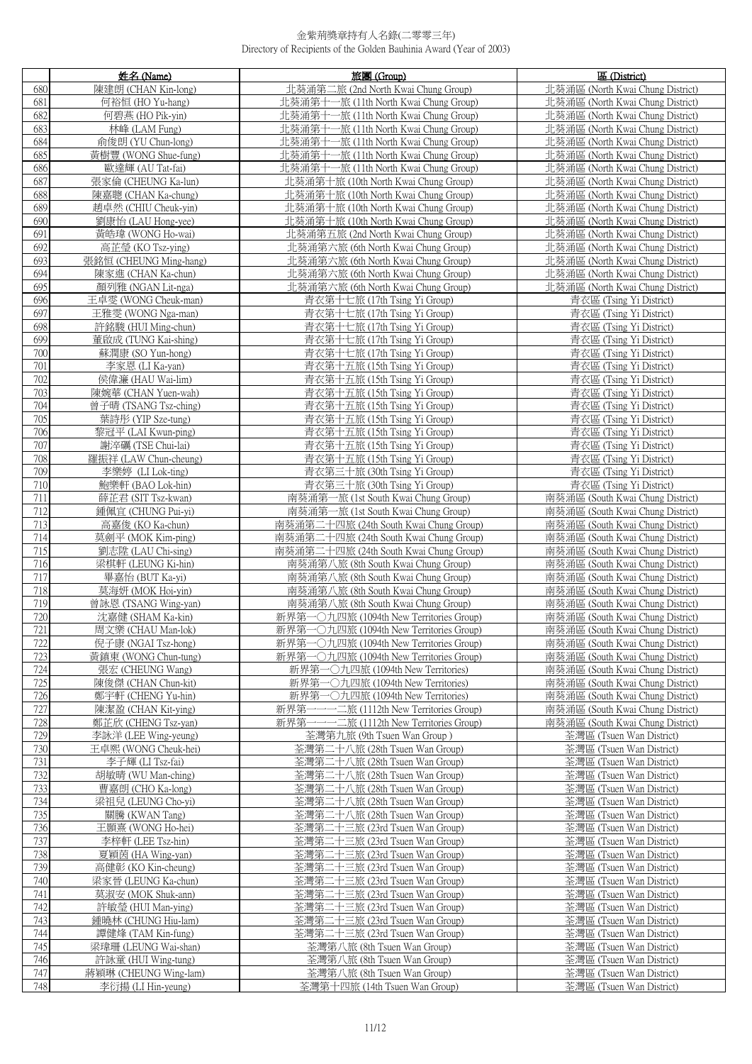# 金紫荊獎章持有人名錄(二零零三年)
Directory of Recipients of the Golden Bauhinia Award (Year of 2003)

| | 姓名 (Name) | 旅團 (Group) | 區 (District) |
|---|---|---|---|
| 680 | 陳建朗 (CHAN Kin-long) | 北葵涌第二旅 (2nd North Kwai Chung Group) | 北葵涌區 (North Kwai Chung District) |
| 681 | 何裕恒 (HO Yu-hang) | 北葵涌第十一旅 (11th North Kwai Chung Group) | 北葵涌區 (North Kwai Chung District) |
| 682 | 何碧燕 (HO Pik-yin) | 北葵涌第十一旅 (11th North Kwai Chung Group) | 北葵涌區 (North Kwai Chung District) |
| 683 | 林峰 (LAM Fung) | 北葵涌第十一旅 (11th North Kwai Chung Group) | 北葵涌區 (North Kwai Chung District) |
| 684 | 俞俊朗 (YU Chun-long) | 北葵涌第十一旅 (11th North Kwai Chung Group) | 北葵涌區 (North Kwai Chung District) |
| 685 | 黃樹豐 (WONG Shue-fung) | 北葵涌第十一旅 (11th North Kwai Chung Group) | 北葵涌區 (North Kwai Chung District) |
| 686 | 歐達輝 (AU Tat-fai) | 北葵涌第十一旅 (11th North Kwai Chung Group) | 北葵涌區 (North Kwai Chung District) |
| 687 | 張家倫 (CHEUNG Ka-lun) | 北葵涌第十旅 (10th North Kwai Chung Group) | 北葵涌區 (North Kwai Chung District) |
| 688 | 陳嘉聰 (CHAN Ka-chung) | 北葵涌第十旅 (10th North Kwai Chung Group) | 北葵涌區 (North Kwai Chung District) |
| 689 | 趙卓然 (CHIU Cheuk-yin) | 北葵涌第十旅 (10th North Kwai Chung Group) | 北葵涌區 (North Kwai Chung District) |
| 690 | 劉康怡 (LAU Hong-yee) | 北葵涌第十旅 (10th North Kwai Chung Group) | 北葵涌區 (North Kwai Chung District) |
| 691 | 黃皓瑋 (WONG Ho-wai) | 北葵涌第五旅 (2nd North Kwai Chung Group) | 北葵涌區 (North Kwai Chung District) |
| 692 | 高芷瑩 (KO Tsz-ying) | 北葵涌第六旅 (6th North Kwai Chung Group) | 北葵涌區 (North Kwai Chung District) |
| 693 | 張銘恒 (CHEUNG Ming-hang) | 北葵涌第六旅 (6th North Kwai Chung Group) | 北葵涌區 (North Kwai Chung District) |
| 694 | 陳家進 (CHAN Ka-chun) | 北葵涌第六旅 (6th North Kwai Chung Group) | 北葵涌區 (North Kwai Chung District) |
| 695 | 顏列雅 (NGAN Lit-nga) | 北葵涌第六旅 (6th North Kwai Chung Group) | 北葵涌區 (North Kwai Chung District) |
| 696 | 王卓雯 (WONG Cheuk-man) | 青衣第十七旅 (17th Tsing Yi Group) | 青衣區 (Tsing Yi District) |
| 697 | 王雅雯 (WONG Nga-man) | 青衣第十七旅 (17th Tsing Yi Group) | 青衣區 (Tsing Yi District) |
| 698 | 許銘駿 (HUI Ming-chun) | 青衣第十七旅 (17th Tsing Yi Group) | 青衣區 (Tsing Yi District) |
| 699 | 董啟成 (TUNG Kai-shing) | 青衣第十七旅 (17th Tsing Yi Group) | 青衣區 (Tsing Yi District) |
| 700 | 蘇潤康 (SO Yun-hong) | 青衣第十七旅 (17th Tsing Yi Group) | 青衣區 (Tsing Yi District) |
| 701 | 李家恩 (LI Ka-yan) | 青衣第十五旅 (15th Tsing Yi Group) | 青衣區 (Tsing Yi District) |
| 702 | 侯偉濂 (HAU Wai-lim) | 青衣第十五旅 (15th Tsing Yi Group) | 青衣區 (Tsing Yi District) |
| 703 | 陳婉華 (CHAN Yuen-wah) | 青衣第十五旅 (15th Tsing Yi Group) | 青衣區 (Tsing Yi District) |
| 704 | 曾子晴 (TSANG Tsz-ching) | 青衣第十五旅 (15th Tsing Yi Group) | 青衣區 (Tsing Yi District) |
| 705 | 葉詩彤 (YIP Sze-tung) | 青衣第十五旅 (15th Tsing Yi Group) | 青衣區 (Tsing Yi District) |
| 706 | 黎冠平 (LAI Kwun-ping) | 青衣第十五旅 (15th Tsing Yi Group) | 青衣區 (Tsing Yi District) |
| 707 | 謝淬礪 (TSE Chui-lai) | 青衣第十五旅 (15th Tsing Yi Group) | 青衣區 (Tsing Yi District) |
| 708 | 羅振祥 (LAW Chun-cheung) | 青衣第十五旅 (15th Tsing Yi Group) | 青衣區 (Tsing Yi District) |
| 709 | 李樂婷 (LI Lok-ting) | 青衣第三十旅 (30th Tsing Yi Group) | 青衣區 (Tsing Yi District) |
| 710 | 鮑樂軒 (BAO Lok-hin) | 青衣第三十旅 (30th Tsing Yi Group) | 青衣區 (Tsing Yi District) |
| 711 | 薛芷君 (SIT Tsz-kwan) | 南葵涌第一旅 (1st South Kwai Chung Group) | 南葵涌區 (South Kwai Chung District) |
| 712 | 鍾佩宜 (CHUNG Pui-yi) | 南葵涌第一旅 (1st South Kwai Chung Group) | 南葵涌區 (South Kwai Chung District) |
| 713 | 高嘉俊 (KO Ka-chun) | 南葵涌第二十四旅 (24th South Kwai Chung Group) | 南葵涌區 (South Kwai Chung District) |
| 714 | 莫劍平 (MOK Kim-ping) | 南葵涌第二十四旅 (24th South Kwai Chung Group) | 南葵涌區 (South Kwai Chung District) |
| 715 | 劉志陞 (LAU Chi-sing) | 南葵涌第二十四旅 (24th South Kwai Chung Group) | 南葵涌區 (South Kwai Chung District) |
| 716 | 梁棋軒 (LEUNG Ki-hin) | 南葵涌第八旅 (8th South Kwai Chung Group) | 南葵涌區 (South Kwai Chung District) |
| 717 | 畢嘉怡 (BUT Ka-yi) | 南葵涌第八旅 (8th South Kwai Chung Group) | 南葵涌區 (South Kwai Chung District) |
| 718 | 莫海妍 (MOK Hoi-yin) | 南葵涌第八旅 (8th South Kwai Chung Group) | 南葵涌區 (South Kwai Chung District) |
| 719 | 曾詠恩 (TSANG Wing-yan) | 南葵涌第八旅 (8th South Kwai Chung Group) | 南葵涌區 (South Kwai Chung District) |
| 720 | 沈嘉健 (SHAM Ka-kin) | 新界第一〇九四旅 (1094th New Territories Group) | 南葵涌區 (South Kwai Chung District) |
| 721 | 周文樂 (CHAU Man-lok) | 新界第一〇九四旅 (1094th New Territories Group) | 南葵涌區 (South Kwai Chung District) |
| 722 | 倪子康 (NGAI Tsz-hong) | 新界第一〇九四旅 (1094th New Territories Group) | 南葵涌區 (South Kwai Chung District) |
| 723 | 黃鎮東 (WONG Chun-tung) | 新界第一〇九四旅 (1094th New Territories Group) | 南葵涌區 (South Kwai Chung District) |
| 724 | 張宏 (CHEUNG Wang) | 新界第一〇九四旅 (1094th New Territories) | 南葵涌區 (South Kwai Chung District) |
| 725 | 陳俊傑 (CHAN Chun-kit) | 新界第一〇九四旅 (1094th New Territories) | 南葵涌區 (South Kwai Chung District) |
| 726 | 鄭宇軒 (CHENG Yu-hin) | 新界第一〇九四旅 (1094th New Territories) | 南葵涌區 (South Kwai Chung District) |
| 727 | 陳潔盈 (CHAN Kit-ying) | 新界第一一一二旅 (1112th New Territories Group) | 南葵涌區 (South Kwai Chung District) |
| 728 | 鄭芷欣 (CHENG Tsz-yan) | 新界第一一一二旅 (1112th New Territories Group) | 南葵涌區 (South Kwai Chung District) |
| 729 | 李詠洋 (LEE Wing-yeung) | 荃灣第九旅 (9th Tsuen Wan Group ) | 荃灣區 (Tsuen Wan District) |
| 730 | 王卓熙 (WONG Cheuk-hei) | 荃灣第二十八旅 (28th Tsuen Wan Group) | 荃灣區 (Tsuen Wan District) |
| 731 | 李子輝 (LI Tsz-fai) | 荃灣第二十八旅 (28th Tsuen Wan Group) | 荃灣區 (Tsuen Wan District) |
| 732 | 胡敏晴 (WU Man-ching) | 荃灣第二十八旅 (28th Tsuen Wan Group) | 荃灣區 (Tsuen Wan District) |
| 733 | 曹嘉朗 (CHO Ka-long) | 荃灣第二十八旅 (28th Tsuen Wan Group) | 荃灣區 (Tsuen Wan District) |
| 734 | 梁祖兒 (LEUNG Cho-yi) | 荃灣第二十八旅 (28th Tsuen Wan Group) | 荃灣區 (Tsuen Wan District) |
| 735 | 關騰 (KWAN Tang) | 荃灣第二十八旅 (28th Tsuen Wan Group) | 荃灣區 (Tsuen Wan District) |
| 736 | 王顥熹 (WONG Ho-hei) | 荃灣第二十三旅 (23rd Tsuen Wan Group) | 荃灣區 (Tsuen Wan District) |
| 737 | 李梓軒 (LEE Tsz-hin) | 荃灣第二十三旅 (23rd Tsuen Wan Group) | 荃灣區 (Tsuen Wan District) |
| 738 | 夏穎茵 (HA Wing-yan) | 荃灣第二十三旅 (23rd Tsuen Wan Group) | 荃灣區 (Tsuen Wan District) |
| 739 | 高健彰 (KO Kin-cheung) | 荃灣第二十三旅 (23rd Tsuen Wan Group) | 荃灣區 (Tsuen Wan District) |
| 740 | 梁家晉 (LEUNG Ka-chun) | 荃灣第二十三旅 (23rd Tsuen Wan Group) | 荃灣區 (Tsuen Wan District) |
| 741 | 莫淑安 (MOK Shuk-ann) | 荃灣第二十三旅 (23rd Tsuen Wan Group) | 荃灣區 (Tsuen Wan District) |
| 742 | 許敏瑩 (HUI Man-ying) | 荃灣第二十三旅 (23rd Tsuen Wan Group) | 荃灣區 (Tsuen Wan District) |
| 743 | 鍾曉林 (CHUNG Hiu-lam) | 荃灣第二十三旅 (23rd Tsuen Wan Group) | 荃灣區 (Tsuen Wan District) |
| 744 | 譚健烽 (TAM Kin-fung) | 荃灣第二十三旅 (23rd Tsuen Wan Group) | 荃灣區 (Tsuen Wan District) |
| 745 | 梁瑋珊 (LEUNG Wai-shan) | 荃灣第八旅 (8th Tsuen Wan Group) | 荃灣區 (Tsuen Wan District) |
| 746 | 許詠童 (HUI Wing-tung) | 荃灣第八旅 (8th Tsuen Wan Group) | 荃灣區 (Tsuen Wan District) |
| 747 | 蔣穎琳 (CHEUNG Wing-lam) | 荃灣第八旅 (8th Tsuen Wan Group) | 荃灣區 (Tsuen Wan District) |
| 748 | 李衍揚 (LI Hin-yeung) | 荃灣第十四旅 (14th Tsuen Wan Group) | 荃灣區 (Tsuen Wan District) |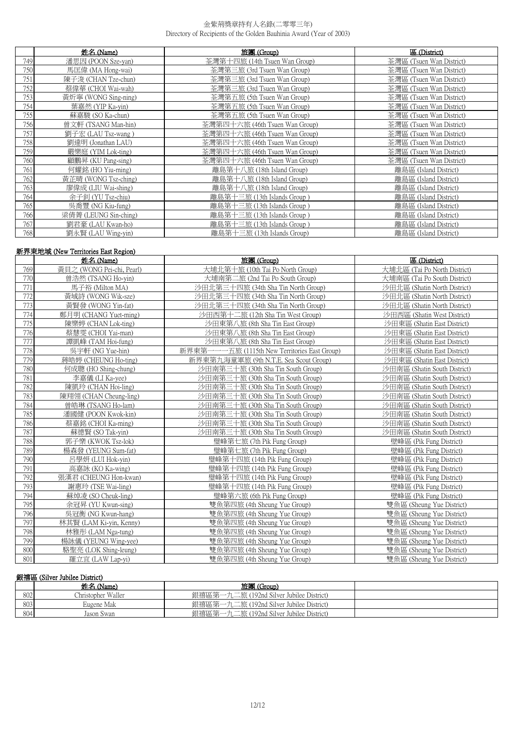金紫荊獎章持有人名錄(二零零三年)
Directory of Recipients of the Golden Bauhinia Award (Year of 2003)

| | 姓名 (Name) | 旅團 (Group) | 區 (District) |
|---|---|---|---|
| 749 | 潘思因 (POON Sze-yan) | 荃灣第十四旅 (14th Tsuen Wan Group) | 荃灣區 (Tsuen Wan District) |
| 750 | 馬匡偉 (MA Hong-wai) | 荃灣第三旅 (3rd Tsuen Wan Group) | 荃灣區 (Tsuen Wan District) |
| 751 | 陳子浚 (CHAN Tze-chun) | 荃灣第三旅 (3rd Tsuen Wan Group) | 荃灣區 (Tsuen Wan District) |
| 752 | 蔡偉華 (CHOI Wai-wah) | 荃灣第三旅 (3rd Tsuen Wan Group) | 荃灣區 (Tsuen Wan District) |
| 753 | 黃圻寧 (WONG Sing-ning) | 荃灣第五旅 (5th Tsuen Wan Group) | 荃灣區 (Tsuen Wan District) |
| 754 | 葉嘉然 (YIP Ka-yin) | 荃灣第五旅 (5th Tsuen Wan Group) | 荃灣區 (Tsuen Wan District) |
| 755 | 蘇嘉駿 (SO Ka-chun) | 荃灣第五旅 (5th Tsuen Wan Group) | 荃灣區 (Tsuen Wan District) |
| 756 | 曾文軒 (TSANG Man-hin) | 荃灣第四十六旅 (46th Tsuen Wan Group) | 荃灣區 (Tsuen Wan District) |
| 757 | 劉子宏 (LAU Tsz-wang ) | 荃灣第四十六旅 (46th Tsuen Wan Group) | 荃灣區 (Tsuen Wan District) |
| 758 | 劉達明 (Jonathan LAU) | 荃灣第四十六旅 (46th Tsuen Wan Group) | 荃灣區 (Tsuen Wan District) |
| 759 | 嚴樂庭 (YIM Lok-ting) | 荃灣第四十六旅 (46th Tsuen Wan Group) | 荃灣區 (Tsuen Wan District) |
| 760 | 顧鵬昇 (KU Pang-sing) | 荃灣第四十六旅 (46th Tsuen Wan Group) | 荃灣區 (Tsuen Wan District) |
| 761 | 何耀銘 (HO Yiu-ming) | 離島第十八旅 (18th Island Group) | 離島區 (Island District) |
| 762 | 黃芷晴 (WONG Tsz-ching) | 離島第十八旅 (18th Island Group) | 離島區 (Island District) |
| 763 | 廖偉成 (LIU Wai-shing) | 離島第十八旅 (18th Island Group) | 離島區 (Island District) |
| 764 | 余子釗 (YU Tsz-chiu) | 離島第十三旅 (13th Islands Group ) | 離島區 (Island District) |
| 765 | 吳喬豐 (NG Kiu-fung) | 離島第十三旅 (13th Islands Group ) | 離島區 (Island District) |
| 766 | 梁倩菁 (LEUNG Sin-ching) | 離島第十三旅 (13th Islands Group ) | 離島區 (Island District) |
| 767 | 劉君豪 (LAU Kwan-ho) | 離島第十三旅 (13th Islands Group ) | 離島區 (Island District) |
| 768 | 劉永賢 (LAU Wing-yin) | 離島第十三旅 (13th Islands Group) | 離島區 (Island District) |

## 新界東地域 (New Territories East Region)

| | 姓名 (Name) | 旅團 (Group) | 區 (District) |
|---|---|---|---|
| 769 | 黃貝之 (WONG Pei-chi, Pearl) | 大埔北第十旅 (10th Tai Po North Group) | 大埔北區 (Tai Po North District) |
| 770 | 曾浩然 (TSANG Ho-yin) | 大埔南第二旅 (2nd Tai Po South Group) | 大埔南區 (Tai Po South District) |
| 771 | 馬子裕 (Milton MA) | 沙田北第三十四旅 (34th Sha Tin North Group) | 沙田北區 (Shatin North District) |
| 772 | 黃域詩 (WONG Wik-sze) | 沙田北第三十四旅 (34th Sha Tin North Group) | 沙田北區 (Shatin North District) |
| 773 | 黃賢發 (WONG Yin-fat) | 沙田北第三十四旅 (34th Sha Tin North Group) | 沙田北區 (Shatin North District) |
| 774 | 鄭月明 (CHANG Yuet-ming) | 沙田西第十二旅 (12th Sha Tin West Group) | 沙田西區 (Shatin West District) |
| 775 | 陳樂婷 (CHAN Lok-ting) | 沙田東第八旅 (8th Sha Tin East Group) | 沙田東區 (Shatin East District) |
| 776 | 蔡慧雯 (CHOI Yai-man) | 沙田東第八旅 (8th Sha Tin East Group) | 沙田東區 (Shatin East District) |
| 777 | 譚凱峰 (TAM Hoi-fung) | 沙田東第八旅 (8th Sha Tin East Group) | 沙田東區 (Shatin East District) |
| 778 | 吳宇軒 (NG Yue-hin) | 新界東第一一一五旅 (1115th New Territories East Group) | 沙田東區 (Shatin East District) |
| 779 | 蔣皓婷 (CHEUNG Ho-ting) | 新界東第九海童軍旅 (9th N.T.E. Sea Scout Group) | 沙田東區 (Shatin East District) |
| 780 | 何成聰 (HO Shing-chung) | 沙田南第三十旅 (30th Sha Tin South Group) | 沙田南區 (Shatin South District) |
| 781 | 李嘉儀 (LI Ka-yee) | 沙田南第三十旅 (30th Sha Tin South Group) | 沙田南區 (Shatin South District) |
| 782 | 陳凱玲 (CHAN Hoi-ling) | 沙田南第三十旅 (30th Sha Tin South Group) | 沙田南區 (Shatin South District) |
| 783 | 陳翔翎 (CHAN Cheung-ling) | 沙田南第三十旅 (30th Sha Tin South Group) | 沙田南區 (Shatin South District) |
| 784 | 曾皓琳 (TSANG Ho-lam) | 沙田南第三十旅 (30th Sha Tin South Group) | 沙田南區 (Shatin South District) |
| 785 | 潘國健 (POON Kwok-kin) | 沙田南第三十旅 (30th Sha Tin South Group) | 沙田南區 (Shatin South District) |
| 786 | 蔡嘉銘 (CHOI Ka-ming) | 沙田南第三十旅 (30th Sha Tin South Group) | 沙田南區 (Shatin South District) |
| 787 | 蘇德賢 (SO Tak-yin) | 沙田南第三十旅 (30th Sha Tin South Group) | 沙田南區 (Shatin South District) |
| 788 | 郭子樂 (KWOK Tsz-lok) | 璧峰第七旅 (7th Pik Fung Group) | 璧峰區 (Pik Fung District) |
| 789 | 楊森發 (YEUNG Sum-fat) | 璧峰第七旅 (7th Pik Fung Group) | 璧峰區 (Pik Fung District) |
| 790 | 呂學妍 (LUI Hok-yin) | 璧峰第十四旅 (14th Pik Fung Group) | 璧峰區 (Pik Fung District) |
| 791 | 高嘉詠 (KO Ka-wing) | 璧峰第十四旅 (14th Pik Fung Group) | 璧峰區 (Pik Fung District) |
| 792 | 張漢君 (CHEUNG Hon-kwan) | 璧峰第十四旅 (14th Pik Fung Group) | 璧峰區 (Pik Fung District) |
| 793 | 謝惠玲 (TSE Wai-ling) | 璧峰第十四旅 (14th Pik Fung Group) | 璧峰區 (Pik Fung District) |
| 794 | 蘇焯凌 (SO Cheuk-ling) | 璧峰第六旅 (6th Pik Fung Group) | 璧峰區 (Pik Fung District) |
| 795 | 余冠昇 (YU Kwun-sing) | 雙魚第四旅 (4th Sheung Yue Group) | 雙魚區 (Sheung Yue District) |
| 796 | 吳冠衡 (NG Kwun-hang) | 雙魚第四旅 (4th Sheung Yue Group) | 雙魚區 (Sheung Yue District) |
| 797 | 林其賢 (LAM Ki-yin, Kenny) | 雙魚第四旅 (4th Sheung Yue Group) | 雙魚區 (Sheung Yue District) |
| 798 | 林雅彤 (LAM Nga-tung) | 雙魚第四旅 (4th Sheung Yue Group) | 雙魚區 (Sheung Yue District) |
| 799 | 楊詠儀 (YEUNG Wing-yee) | 雙魚第四旅 (4th Sheung Yue Group) | 雙魚區 (Sheung Yue District) |
| 800 | 駱聖亮 (LOK Shing-leung) | 雙魚第四旅 (4th Sheung Yue Group) | 雙魚區 (Sheung Yue District) |
| 801 | 羅立宜 (LAW Lap-yi) | 雙魚第四旅 (4th Sheung Yue Group) | 雙魚區 (Sheung Yue District) |

## 銀禧區 (Silver Jubilee District)

| | 姓名 (Name) | 旅團 (Group) | |
|---|---|---|---|
| 802 | Christopher Waller | 銀禧區第一九二旅 (192nd Silver Jubilee District) | |
| 803 | Eugene Mak | 銀禧區第一九二旅 (192nd Silver Jubilee District) | |
| 804 | Jason Swan | 銀禧區第一九二旅 (192nd Silver Jubilee District) | |